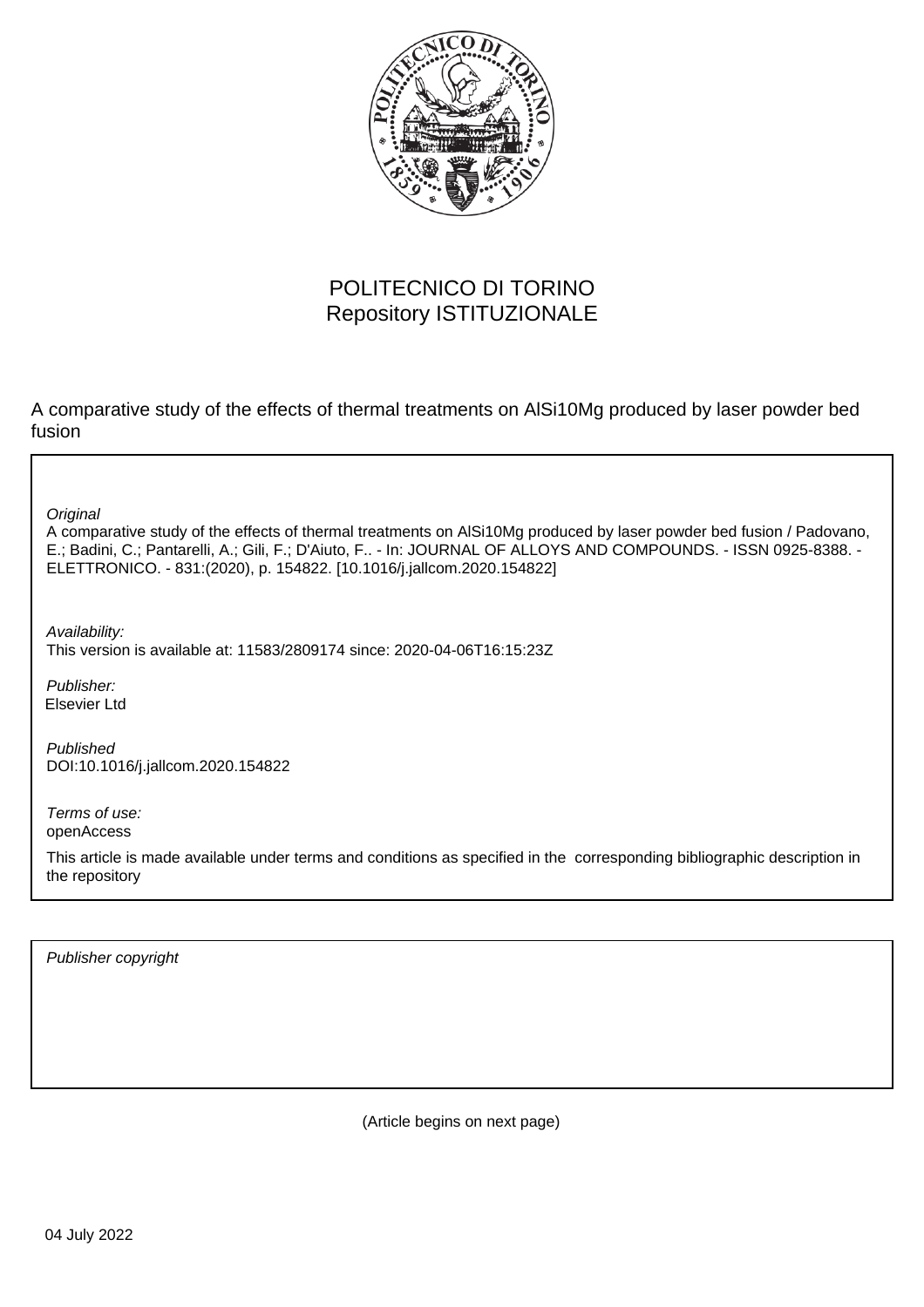POLITECNICO DI TORINO
Repository ISTITUZIONALE

A comparative study of the effects of thermal treatments on AlSi10Mg produced by laser powder bed fusion

*Original*
A comparative study of the effects of thermal treatments on AlSi10Mg produced by laser powder bed fusion / Padovano, E.; Badini, C.; Pantarelli, A.; Gili, F.; D'Aiuto, F.. - In: JOURNAL OF ALLOYS AND COMPOUNDS. - ISSN 0925-8388. - ELETTRONICO. - 831:(2020), p. 154822. [10.1016/j.jallcom.2020.154822]

*Availability:*
This version is available at: 11583/2809174 since: 2020-04-06T16:15:23Z

*Publisher:*
Elsevier Ltd

*Published*
DOI:10.1016/j.jallcom.2020.154822

*Terms of use:*
openAccess

This article is made available under terms and conditions as specified in the corresponding bibliographic description in the repository

*Publisher copyright*

(Article begins on next page)

04 July 2022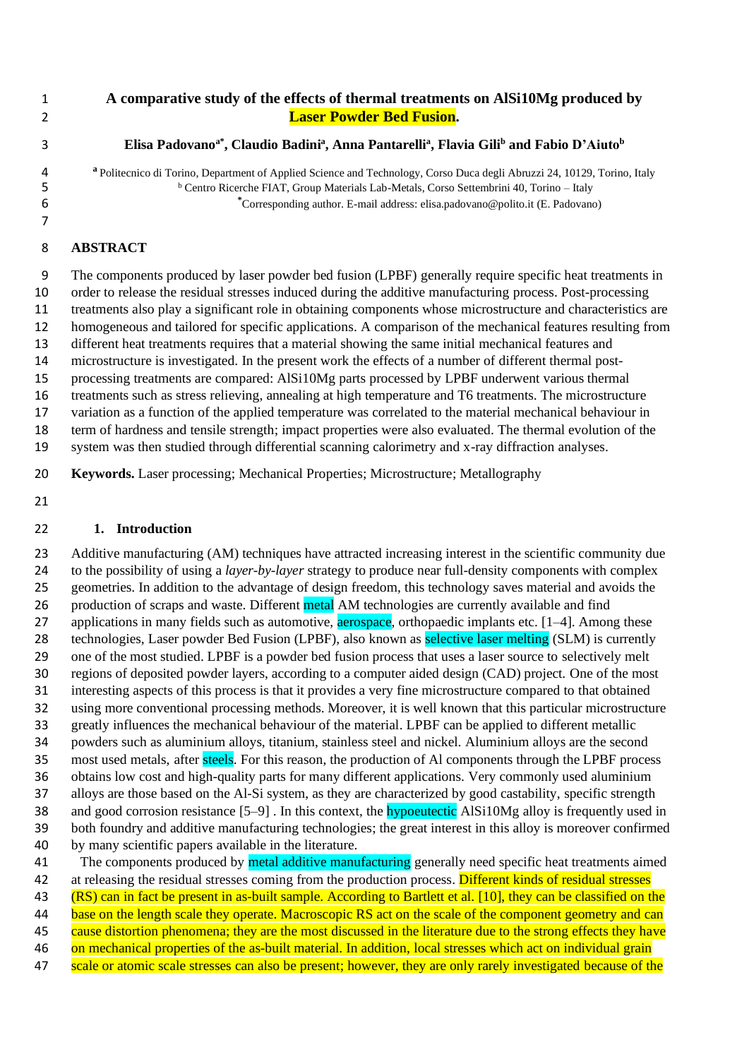# A comparative study of the effects of thermal treatments on AlSi10Mg produced by Laser Powder Bed Fusion.

**Elisa Padovano[a*], Claudio Badini[a], Anna Pantarelli[a], Flavia Gili[b] and Fabio D'Aiuto[b]**

[a] Politecnico di Torino, Department of Applied Science and Technology, Corso Duca degli Abruzzi 24, 10129, Torino, Italy
[b] Centro Ricerche FIAT, Group Materials Lab-Metals, Corso Settembrini 40, Torino – Italy
[*]Corresponding author. E-mail address: elisa.padovano@polito.it (E. Padovano)

## ABSTRACT

The components produced by laser powder bed fusion (LPBF) generally require specific heat treatments in order to release the residual stresses induced during the additive manufacturing process. Post-processing treatments also play a significant role in obtaining components whose microstructure and characteristics are homogeneous and tailored for specific applications. A comparison of the mechanical features resulting from different heat treatments requires that a material showing the same initial mechanical features and microstructure is investigated. In the present work the effects of a number of different thermal post-processing treatments are compared: AlSi10Mg parts processed by LPBF underwent various thermal treatments such as stress relieving, annealing at high temperature and T6 treatments. The microstructure variation as a function of the applied temperature was correlated to the material mechanical behaviour in term of hardness and tensile strength; impact properties were also evaluated. The thermal evolution of the system was then studied through differential scanning calorimetry and x-ray diffraction analyses.

**Keywords.** Laser processing; Mechanical Properties; Microstructure; Metallography

## 1. Introduction

Additive manufacturing (AM) techniques have attracted increasing interest in the scientific community due to the possibility of using a *layer-by-layer* strategy to produce near full-density components with complex geometries. In addition to the advantage of design freedom, this technology saves material and avoids the production of scraps and waste. Different metal AM technologies are currently available and find applications in many fields such as automotive, aerospace, orthopaedic implants etc. [1–4]. Among these technologies, Laser powder Bed Fusion (LPBF), also known as selective laser melting (SLM) is currently one of the most studied. LPBF is a powder bed fusion process that uses a laser source to selectively melt regions of deposited powder layers, according to a computer aided design (CAD) project. One of the most interesting aspects of this process is that it provides a very fine microstructure compared to that obtained using more conventional processing methods. Moreover, it is well known that this particular microstructure greatly influences the mechanical behaviour of the material. LPBF can be applied to different metallic powders such as aluminium alloys, titanium, stainless steel and nickel. Aluminium alloys are the second most used metals, after steels. For this reason, the production of Al components through the LPBF process obtains low cost and high-quality parts for many different applications. Very commonly used aluminium alloys are those based on the Al-Si system, as they are characterized by good castability, specific strength and good corrosion resistance [5–9] . In this context, the hypoeutectic AlSi10Mg alloy is frequently used in both foundry and additive manufacturing technologies; the great interest in this alloy is moreover confirmed by many scientific papers available in the literature.

The components produced by metal additive manufacturing generally need specific heat treatments aimed at releasing the residual stresses coming from the production process. Different kinds of residual stresses (RS) can in fact be present in as-built sample. According to Bartlett et al. [10], they can be classified on the base on the length scale they operate. Macroscopic RS act on the scale of the component geometry and can cause distortion phenomena; they are the most discussed in the literature due to the strong effects they have on mechanical properties of the as-built material. In addition, local stresses which act on individual grain scale or atomic scale stresses can also be present; however, they are only rarely investigated because of the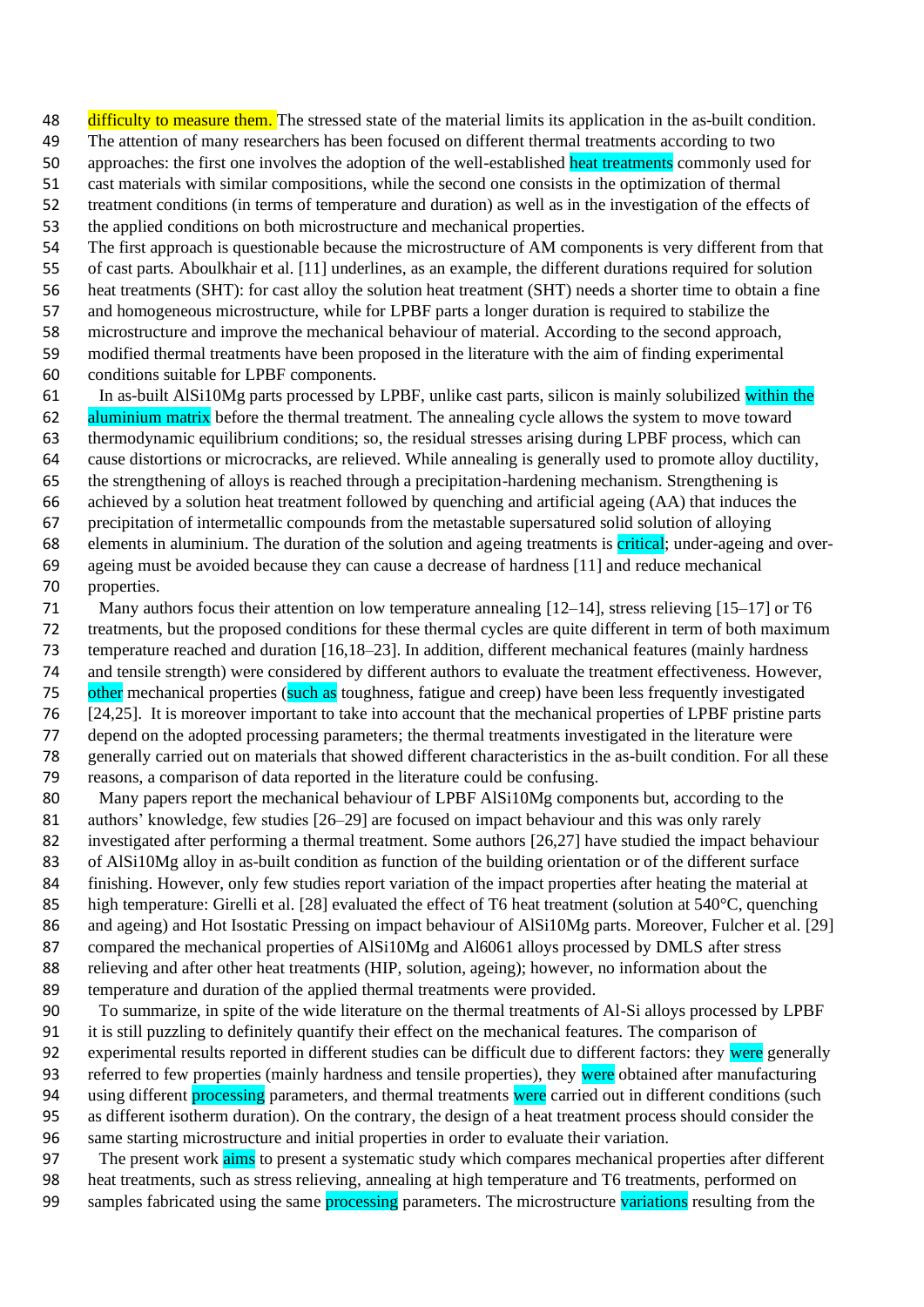difficulty to measure them. The stressed state of the material limits its application in the as-built condition. The attention of many researchers has been focused on different thermal treatments according to two approaches: the first one involves the adoption of the well-established heat treatments commonly used for cast materials with similar compositions, while the second one consists in the optimization of thermal treatment conditions (in terms of temperature and duration) as well as in the investigation of the effects of the applied conditions on both microstructure and mechanical properties.

The first approach is questionable because the microstructure of AM components is very different from that of cast parts. Aboulkhair et al. [11] underlines, as an example, the different durations required for solution heat treatments (SHT): for cast alloy the solution heat treatment (SHT) needs a shorter time to obtain a fine and homogeneous microstructure, while for LPBF parts a longer duration is required to stabilize the microstructure and improve the mechanical behaviour of material. According to the second approach, modified thermal treatments have been proposed in the literature with the aim of finding experimental conditions suitable for LPBF components.

In as-built AlSi10Mg parts processed by LPBF, unlike cast parts, silicon is mainly solubilized within the aluminium matrix before the thermal treatment. The annealing cycle allows the system to move toward thermodynamic equilibrium conditions; so, the residual stresses arising during LPBF process, which can cause distortions or microcracks, are relieved. While annealing is generally used to promote alloy ductility, the strengthening of alloys is reached through a precipitation-hardening mechanism. Strengthening is achieved by a solution heat treatment followed by quenching and artificial ageing (AA) that induces the precipitation of intermetallic compounds from the metastable supersatured solid solution of alloying elements in aluminium. The duration of the solution and ageing treatments is critical; under-ageing and over-ageing must be avoided because they can cause a decrease of hardness [11] and reduce mechanical properties.

Many authors focus their attention on low temperature annealing [12–14], stress relieving [15–17] or T6 treatments, but the proposed conditions for these thermal cycles are quite different in term of both maximum temperature reached and duration [16,18–23]. In addition, different mechanical features (mainly hardness and tensile strength) were considered by different authors to evaluate the treatment effectiveness. However, other mechanical properties (such as toughness, fatigue and creep) have been less frequently investigated [24,25]. It is moreover important to take into account that the mechanical properties of LPBF pristine parts depend on the adopted processing parameters; the thermal treatments investigated in the literature were generally carried out on materials that showed different characteristics in the as-built condition. For all these reasons, a comparison of data reported in the literature could be confusing.

Many papers report the mechanical behaviour of LPBF AlSi10Mg components but, according to the authors' knowledge, few studies [26–29] are focused on impact behaviour and this was only rarely investigated after performing a thermal treatment. Some authors [26,27] have studied the impact behaviour of AlSi10Mg alloy in as-built condition as function of the building orientation or of the different surface finishing. However, only few studies report variation of the impact properties after heating the material at high temperature: Girelli et al. [28] evaluated the effect of T6 heat treatment (solution at 540°C, quenching and ageing) and Hot Isostatic Pressing on impact behaviour of AlSi10Mg parts. Moreover, Fulcher et al. [29] compared the mechanical properties of AlSi10Mg and Al6061 alloys processed by DMLS after stress relieving and after other heat treatments (HIP, solution, ageing); however, no information about the temperature and duration of the applied thermal treatments were provided.

To summarize, in spite of the wide literature on the thermal treatments of Al-Si alloys processed by LPBF it is still puzzling to definitely quantify their effect on the mechanical features. The comparison of experimental results reported in different studies can be difficult due to different factors: they were generally referred to few properties (mainly hardness and tensile properties), they were obtained after manufacturing using different processing parameters, and thermal treatments were carried out in different conditions (such as different isotherm duration). On the contrary, the design of a heat treatment process should consider the same starting microstructure and initial properties in order to evaluate their variation.

The present work aims to present a systematic study which compares mechanical properties after different heat treatments, such as stress relieving, annealing at high temperature and T6 treatments, performed on samples fabricated using the same processing parameters. The microstructure variations resulting from the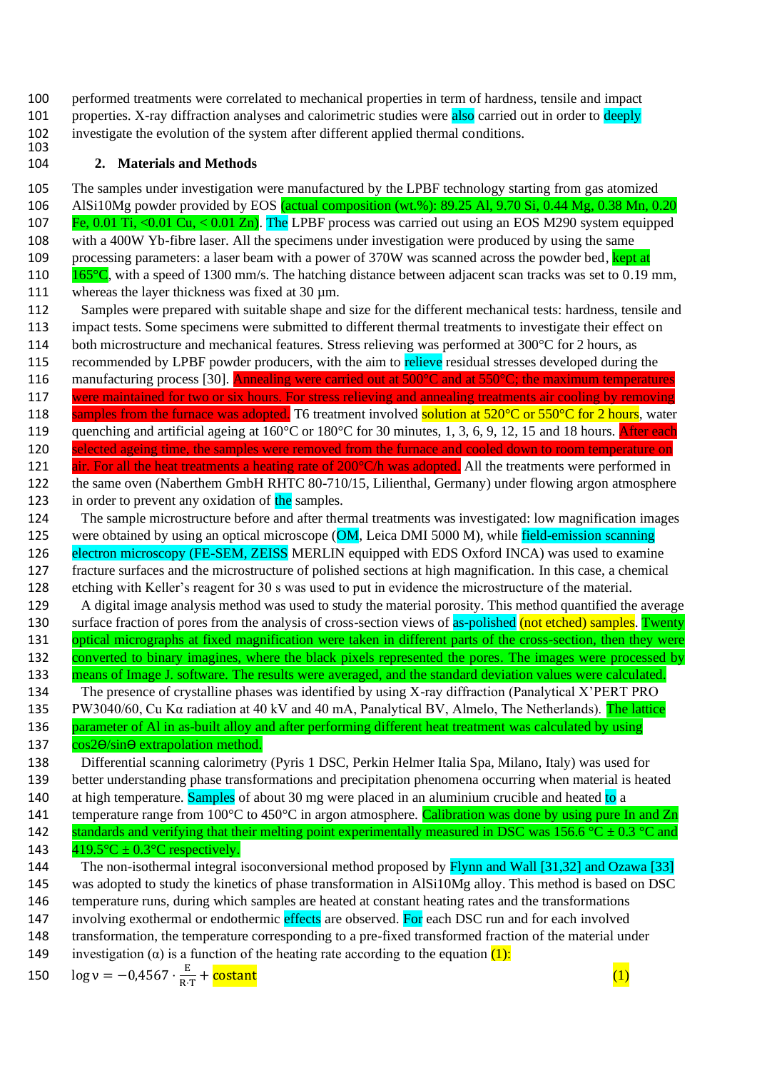performed treatments were correlated to mechanical properties in term of hardness, tensile and impact properties. X-ray diffraction analyses and calorimetric studies were also carried out in order to deeply investigate the evolution of the system after different applied thermal conditions.

## 2. Materials and Methods

The samples under investigation were manufactured by the LPBF technology starting from gas atomized AlSi10Mg powder provided by EOS (actual composition (wt.%): 89.25 Al, 9.70 Si, 0.44 Mg, 0.38 Mn, 0.20 Fe, 0.01 Ti, <0.01 Cu, < 0.01 Zn). The LPBF process was carried out using an EOS M290 system equipped with a 400W Yb-fibre laser. All the specimens under investigation were produced by using the same processing parameters: a laser beam with a power of 370W was scanned across the powder bed, kept at 165°C, with a speed of 1300 mm/s. The hatching distance between adjacent scan tracks was set to 0.19 mm, whereas the layer thickness was fixed at 30 µm.

Samples were prepared with suitable shape and size for the different mechanical tests: hardness, tensile and impact tests. Some specimens were submitted to different thermal treatments to investigate their effect on both microstructure and mechanical features. Stress relieving was performed at 300°C for 2 hours, as recommended by LPBF powder producers, with the aim to relieve residual stresses developed during the manufacturing process [30]. Annealing were carried out at 500°C and at 550°C; the maximum temperatures were maintained for two or six hours. For stress relieving and annealing treatments air cooling by removing samples from the furnace was adopted. T6 treatment involved solution at 520°C or 550°C for 2 hours, water quenching and artificial ageing at 160°C or 180°C for 30 minutes, 1, 3, 6, 9, 12, 15 and 18 hours. After each selected ageing time, the samples were removed from the furnace and cooled down to room temperature on air. For all the heat treatments a heating rate of 200°C/h was adopted. All the treatments were performed in the same oven (Naberthem GmbH RHTC 80-710/15, Lilienthal, Germany) under flowing argon atmosphere in order to prevent any oxidation of the samples.

The sample microstructure before and after thermal treatments was investigated: low magnification images were obtained by using an optical microscope (OM, Leica DMI 5000 M), while field-emission scanning electron microscopy (FE-SEM, ZEISS MERLIN equipped with EDS Oxford INCA) was used to examine fracture surfaces and the microstructure of polished sections at high magnification. In this case, a chemical etching with Keller's reagent for 30 s was used to put in evidence the microstructure of the material.

A digital image analysis method was used to study the material porosity. This method quantified the average surface fraction of pores from the analysis of cross-section views of as-polished (not etched) samples. Twenty optical micrographs at fixed magnification were taken in different parts of the cross-section, then they were converted to binary imagines, where the black pixels represented the pores. The images were processed by means of Image J. software. The results were averaged, and the standard deviation values were calculated.

The presence of crystalline phases was identified by using X-ray diffraction (Panalytical X'PERT PRO PW3040/60, Cu Kα radiation at 40 kV and 40 mA, Panalytical BV, Almelo, The Netherlands). The lattice parameter of Al in as-built alloy and after performing different heat treatment was calculated by using cos2Θ/sinΘ extrapolation method.

Differential scanning calorimetry (Pyris 1 DSC, Perkin Helmer Italia Spa, Milano, Italy) was used for better understanding phase transformations and precipitation phenomena occurring when material is heated at high temperature. Samples of about 30 mg were placed in an aluminium crucible and heated to a temperature range from 100°C to 450°C in argon atmosphere. Calibration was done by using pure In and Zn standards and verifying that their melting point experimentally measured in DSC was 156.6 °C ± 0.3 °C and 419.5°C ± 0.3°C respectively.

The non-isothermal integral isoconversional method proposed by Flynn and Wall [31,32] and Ozawa [33] was adopted to study the kinetics of phase transformation in AlSi10Mg alloy. This method is based on DSC temperature runs, during which samples are heated at constant heating rates and the transformations involving exothermal or endothermic effects are observed. For each DSC run and for each involved transformation, the temperature corresponding to a pre-fixed transformed fraction of the material under investigation (α) is a function of the heating rate according to the equation (1):

$$\log \nu = -0{,}4567 \cdot \frac{E}{R \cdot T} + \text{costant} \tag{1}$$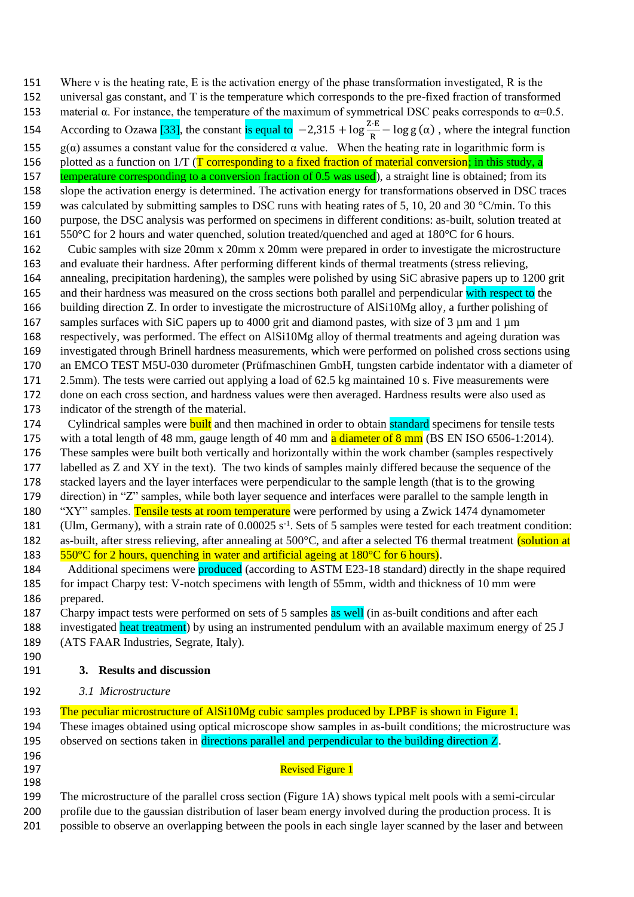Where ν is the heating rate, E is the activation energy of the phase transformation investigated, R is the universal gas constant, and T is the temperature which corresponds to the pre-fixed fraction of transformed material α. For instance, the temperature of the maximum of symmetrical DSC peaks corresponds to α=0.5. According to Ozawa [33], the constant is equal to $-2{,}315 + \log\frac{Z \cdot E}{R} - \log g\,(\alpha)$ , where the integral function g(α) assumes a constant value for the considered α value. When the heating rate in logarithmic form is plotted as a function on 1/T (T corresponding to a fixed fraction of material conversion; in this study, a temperature corresponding to a conversion fraction of 0.5 was used), a straight line is obtained; from its slope the activation energy is determined. The activation energy for transformations observed in DSC traces was calculated by submitting samples to DSC runs with heating rates of 5, 10, 20 and 30 °C/min. To this purpose, the DSC analysis was performed on specimens in different conditions: as-built, solution treated at 550°C for 2 hours and water quenched, solution treated/quenched and aged at 180°C for 6 hours.

Cubic samples with size 20mm x 20mm x 20mm were prepared in order to investigate the microstructure and evaluate their hardness. After performing different kinds of thermal treatments (stress relieving, annealing, precipitation hardening), the samples were polished by using SiC abrasive papers up to 1200 grit and their hardness was measured on the cross sections both parallel and perpendicular with respect to the building direction Z. In order to investigate the microstructure of AlSi10Mg alloy, a further polishing of samples surfaces with SiC papers up to 4000 grit and diamond pastes, with size of 3 μm and 1 μm respectively, was performed. The effect on AlSi10Mg alloy of thermal treatments and ageing duration was investigated through Brinell hardness measurements, which were performed on polished cross sections using an EMCO TEST M5U-030 durometer (Prüfmaschinen GmbH, tungsten carbide indentator with a diameter of 2.5mm). The tests were carried out applying a load of 62.5 kg maintained 10 s. Five measurements were done on each cross section, and hardness values were then averaged. Hardness results were also used as indicator of the strength of the material.

Cylindrical samples were built and then machined in order to obtain standard specimens for tensile tests with a total length of 48 mm, gauge length of 40 mm and a diameter of 8 mm (BS EN ISO 6506-1:2014). These samples were built both vertically and horizontally within the work chamber (samples respectively labelled as Z and XY in the text). The two kinds of samples mainly differed because the sequence of the stacked layers and the layer interfaces were perpendicular to the sample length (that is to the growing direction) in "Z" samples, while both layer sequence and interfaces were parallel to the sample length in "XY" samples. Tensile tests at room temperature were performed by using a Zwick 1474 dynamometer (Ulm, Germany), with a strain rate of 0.00025 $s^{-1}$. Sets of 5 samples were tested for each treatment condition: as-built, after stress relieving, after annealing at 500°C, and after a selected T6 thermal treatment (solution at 550°C for 2 hours, quenching in water and artificial ageing at 180°C for 6 hours).

Additional specimens were produced (according to ASTM E23-18 standard) directly in the shape required for impact Charpy test: V-notch specimens with length of 55mm, width and thickness of 10 mm were prepared.

Charpy impact tests were performed on sets of 5 samples as well (in as-built conditions and after each investigated heat treatment) by using an instrumented pendulum with an available maximum energy of 25 J (ATS FAAR Industries, Segrate, Italy).

## 3. Results and discussion

### *3.1 Microstructure*

The peculiar microstructure of AlSi10Mg cubic samples produced by LPBF is shown in Figure 1. These images obtained using optical microscope show samples in as-built conditions; the microstructure was observed on sections taken in directions parallel and perpendicular to the building direction Z.

Revised Figure 1

The microstructure of the parallel cross section (Figure 1A) shows typical melt pools with a semi-circular profile due to the gaussian distribution of laser beam energy involved during the production process. It is possible to observe an overlapping between the pools in each single layer scanned by the laser and between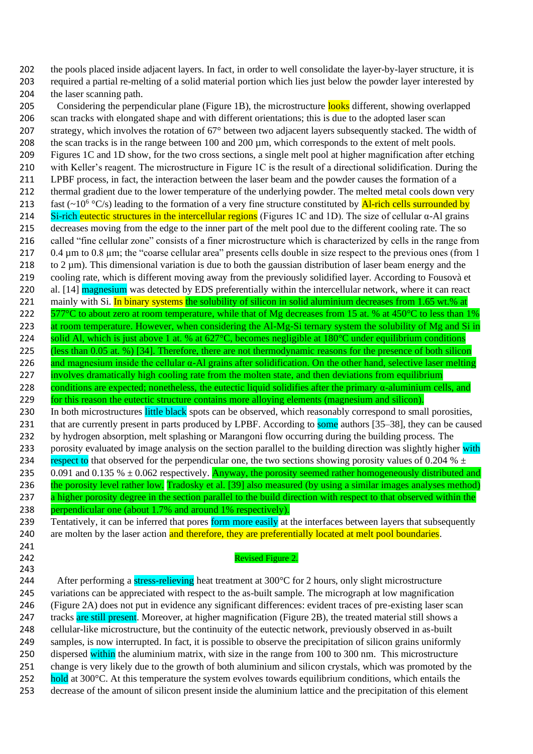the pools placed inside adjacent layers. In fact, in order to well consolidate the layer-by-layer structure, it is required a partial re-melting of a solid material portion which lies just below the powder layer interested by the laser scanning path.

Considering the perpendicular plane (Figure 1B), the microstructure looks different, showing overlapped scan tracks with elongated shape and with different orientations; this is due to the adopted laser scan strategy, which involves the rotation of 67° between two adjacent layers subsequently stacked. The width of the scan tracks is in the range between 100 and 200 µm, which corresponds to the extent of melt pools. Figures 1C and 1D show, for the two cross sections, a single melt pool at higher magnification after etching with Keller's reagent. The microstructure in Figure 1C is the result of a directional solidification. During the LPBF process, in fact, the interaction between the laser beam and the powder causes the formation of a thermal gradient due to the lower temperature of the underlying powder. The melted metal cools down very fast (~$10^6$ °C/s) leading to the formation of a very fine structure constituted by Al-rich cells surrounded by Si-rich eutectic structures in the intercellular regions (Figures 1C and 1D). The size of cellular α-Al grains decreases moving from the edge to the inner part of the melt pool due to the different cooling rate. The so called "fine cellular zone" consists of a finer microstructure which is characterized by cells in the range from 0.4 µm to 0.8 µm; the "coarse cellular area" presents cells double in size respect to the previous ones (from 1 to 2 µm). This dimensional variation is due to both the gaussian distribution of laser beam energy and the cooling rate, which is different moving away from the previously solidified layer. According to Fousovà et al. [14] magnesium was detected by EDS preferentially within the intercellular network, where it can react mainly with Si. In binary systems the solubility of silicon in solid aluminium decreases from 1.65 wt.% at 577°C to about zero at room temperature, while that of Mg decreases from 15 at. % at 450°C to less than 1% at room temperature. However, when considering the Al-Mg-Si ternary system the solubility of Mg and Si in solid Al, which is just above 1 at. % at 627°C, becomes negligible at 180°C under equilibrium conditions (less than 0.05 at. %) [34]. Therefore, there are not thermodynamic reasons for the presence of both silicon and magnesium inside the cellular α-Al grains after solidification. On the other hand, selective laser melting involves dramatically high cooling rate from the molten state, and then deviations from equilibrium conditions are expected; nonetheless, the eutectic liquid solidifies after the primary α-aluminium cells, and for this reason the eutectic structure contains more alloying elements (magnesium and silicon).

In both microstructures little black spots can be observed, which reasonably correspond to small porosities, that are currently present in parts produced by LPBF. According to some authors [35–38], they can be caused by hydrogen absorption, melt splashing or Marangoni flow occurring during the building process. The porosity evaluated by image analysis on the section parallel to the building direction was slightly higher with respect to that observed for the perpendicular one, the two sections showing porosity values of 0.204 % ± 0.091 and 0.135 % ± 0.062 respectively. Anyway, the porosity seemed rather homogeneously distributed and the porosity level rather low. Tradosky et al. [39] also measured (by using a similar images analyses method) a higher porosity degree in the section parallel to the build direction with respect to that observed within the perpendicular one (about 1.7% and around 1% respectively).

Tentatively, it can be inferred that pores form more easily at the interfaces between layers that subsequently are molten by the laser action and therefore, they are preferentially located at melt pool boundaries.

Revised Figure 2.

After performing a stress-relieving heat treatment at 300°C for 2 hours, only slight microstructure variations can be appreciated with respect to the as-built sample. The micrograph at low magnification (Figure 2A) does not put in evidence any significant differences: evident traces of pre-existing laser scan tracks are still present. Moreover, at higher magnification (Figure 2B), the treated material still shows a cellular-like microstructure, but the continuity of the eutectic network, previously observed in as-built samples, is now interrupted. In fact, it is possible to observe the precipitation of silicon grains uniformly dispersed within the aluminium matrix, with size in the range from 100 to 300 nm. This microstructure change is very likely due to the growth of both aluminium and silicon crystals, which was promoted by the hold at 300°C. At this temperature the system evolves towards equilibrium conditions, which entails the decrease of the amount of silicon present inside the aluminium lattice and the precipitation of this element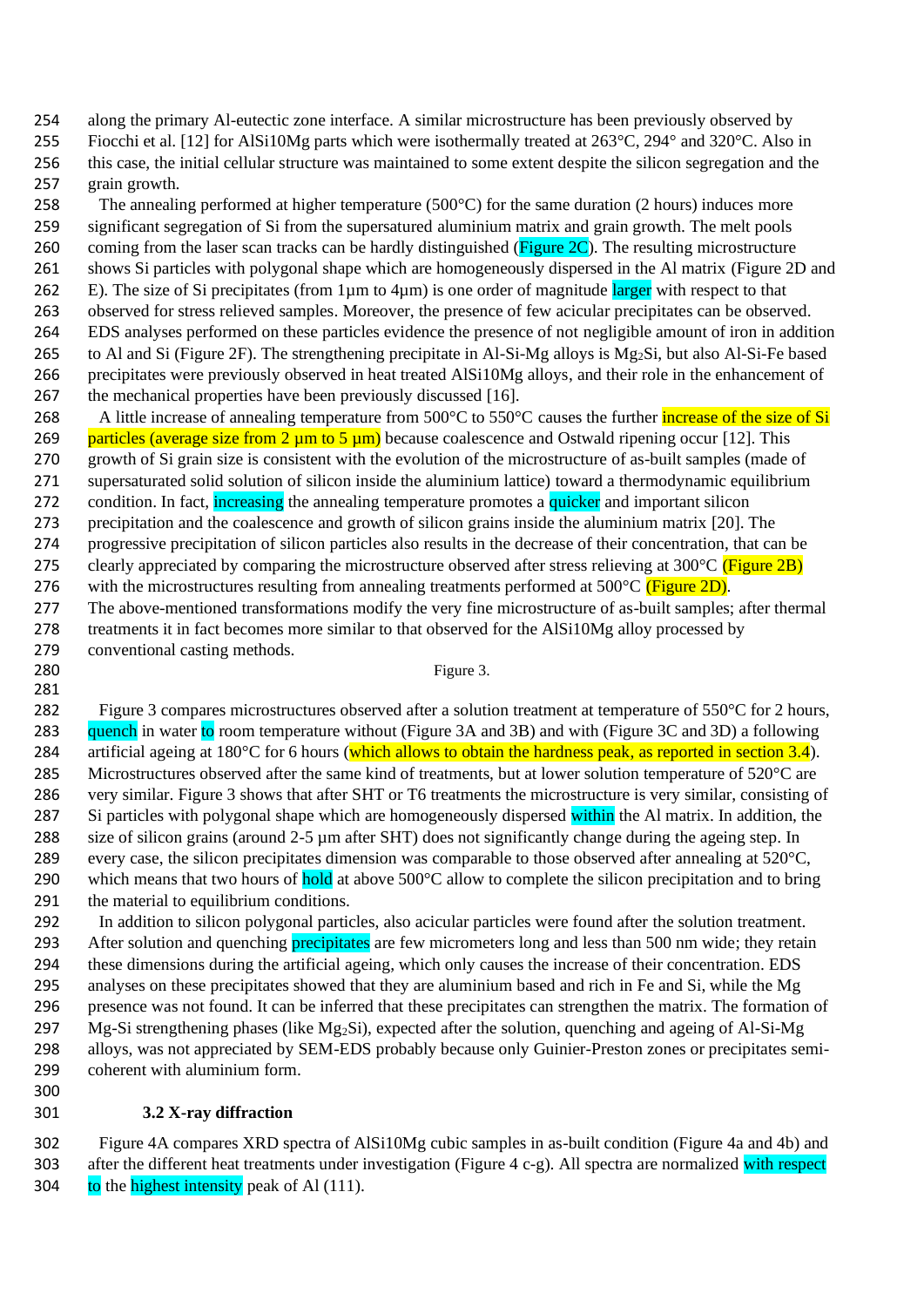along the primary Al-eutectic zone interface. A similar microstructure has been previously observed by Fiocchi et al. [12] for AlSi10Mg parts which were isothermally treated at 263°C, 294° and 320°C. Also in this case, the initial cellular structure was maintained to some extent despite the silicon segregation and the grain growth.

The annealing performed at higher temperature (500°C) for the same duration (2 hours) induces more significant segregation of Si from the supersatured aluminium matrix and grain growth. The melt pools coming from the laser scan tracks can be hardly distinguished (Figure 2C). The resulting microstructure shows Si particles with polygonal shape which are homogeneously dispersed in the Al matrix (Figure 2D and E). The size of Si precipitates (from 1µm to 4µm) is one order of magnitude larger with respect to that observed for stress relieved samples. Moreover, the presence of few acicular precipitates can be observed. EDS analyses performed on these particles evidence the presence of not negligible amount of iron in addition to Al and Si (Figure 2F). The strengthening precipitate in Al-Si-Mg alloys is $Mg_2Si$, but also Al-Si-Fe based precipitates were previously observed in heat treated AlSi10Mg alloys, and their role in the enhancement of the mechanical properties have been previously discussed [16].

A little increase of annealing temperature from 500°C to 550°C causes the further increase of the size of Si particles (average size from 2 µm to 5 µm) because coalescence and Ostwald ripening occur [12]. This growth of Si grain size is consistent with the evolution of the microstructure of as-built samples (made of supersaturated solid solution of silicon inside the aluminium lattice) toward a thermodynamic equilibrium condition. In fact, increasing the annealing temperature promotes a quicker and important silicon precipitation and the coalescence and growth of silicon grains inside the aluminium matrix [20]. The progressive precipitation of silicon particles also results in the decrease of their concentration, that can be clearly appreciated by comparing the microstructure observed after stress relieving at 300°C (Figure 2B) with the microstructures resulting from annealing treatments performed at 500°C (Figure 2D). The above-mentioned transformations modify the very fine microstructure of as-built samples; after thermal treatments it in fact becomes more similar to that observed for the AlSi10Mg alloy processed by conventional casting methods.

Figure 3.

Figure 3 compares microstructures observed after a solution treatment at temperature of 550°C for 2 hours, quench in water to room temperature without (Figure 3A and 3B) and with (Figure 3C and 3D) a following artificial ageing at 180°C for 6 hours (which allows to obtain the hardness peak, as reported in section 3.4). Microstructures observed after the same kind of treatments, but at lower solution temperature of 520°C are very similar. Figure 3 shows that after SHT or T6 treatments the microstructure is very similar, consisting of Si particles with polygonal shape which are homogeneously dispersed within the Al matrix. In addition, the size of silicon grains (around 2-5 µm after SHT) does not significantly change during the ageing step. In every case, the silicon precipitates dimension was comparable to those observed after annealing at 520°C, which means that two hours of hold at above 500°C allow to complete the silicon precipitation and to bring the material to equilibrium conditions.

In addition to silicon polygonal particles, also acicular particles were found after the solution treatment. After solution and quenching precipitates are few micrometers long and less than 500 nm wide; they retain these dimensions during the artificial ageing, which only causes the increase of their concentration. EDS analyses on these precipitates showed that they are aluminium based and rich in Fe and Si, while the Mg presence was not found. It can be inferred that these precipitates can strengthen the matrix. The formation of Mg-Si strengthening phases (like $Mg_2Si$), expected after the solution, quenching and ageing of Al-Si-Mg alloys, was not appreciated by SEM-EDS probably because only Guinier-Preston zones or precipitates semi-coherent with aluminium form.

### 3.2 X-ray diffraction

Figure 4A compares XRD spectra of AlSi10Mg cubic samples in as-built condition (Figure 4a and 4b) and after the different heat treatments under investigation (Figure 4 c-g). All spectra are normalized with respect to the highest intensity peak of Al (111).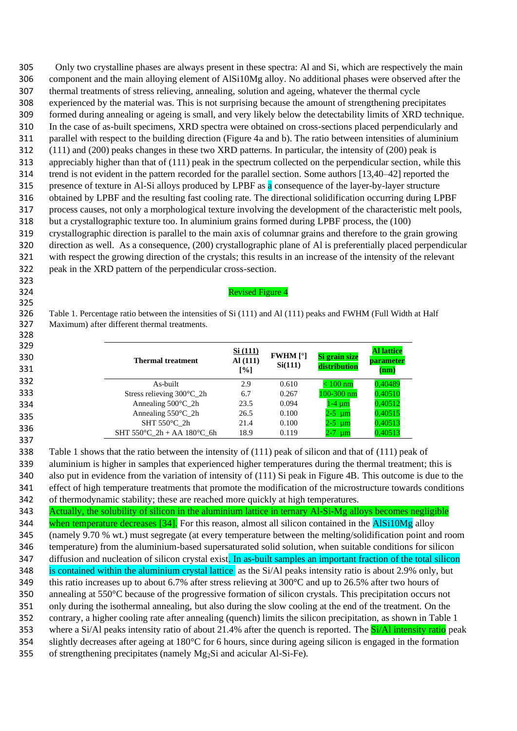Only two crystalline phases are always present in these spectra: Al and Si, which are respectively the main component and the main alloying element of AlSi10Mg alloy. No additional phases were observed after the thermal treatments of stress relieving, annealing, solution and ageing, whatever the thermal cycle experienced by the material was. This is not surprising because the amount of strengthening precipitates formed during annealing or ageing is small, and very likely below the detectability limits of XRD technique. In the case of as-built specimens, XRD spectra were obtained on cross-sections placed perpendicularly and parallel with respect to the building direction (Figure 4a and b). The ratio between intensities of aluminium (111) and (200) peaks changes in these two XRD patterns. In particular, the intensity of (200) peak is appreciably higher than that of (111) peak in the spectrum collected on the perpendicular section, while this trend is not evident in the pattern recorded for the parallel section. Some authors [13,40–42] reported the presence of texture in Al-Si alloys produced by LPBF as a consequence of the layer-by-layer structure obtained by LPBF and the resulting fast cooling rate. The directional solidification occurring during LPBF process causes, not only a morphological texture involving the development of the characteristic melt pools, but a crystallographic texture too. In aluminium grains formed during LPBF process, the (100) crystallographic direction is parallel to the main axis of columnar grains and therefore to the grain growing direction as well. As a consequence, (200) crystallographic plane of Al is preferentially placed perpendicular with respect the growing direction of the crystals; this results in an increase of the intensity of the relevant peak in the XRD pattern of the perpendicular cross-section.

Revised Figure 4

Table 1. Percentage ratio between the intensities of Si (111) and Al (111) peaks and FWHM (Full Width at Half Maximum) after different thermal treatments.

| Thermal treatment | Si (111) / Al (111) [%] | FWHM [°] Si(111) | Si grain size distribution | Al lattice parameter (nm) |
|---|---|---|---|---|
| As-built | 2.9 | 0.610 | < 100 nm | 0,40489 |
| Stress relieving 300°C_2h | 6.7 | 0.267 | 100-300 nm | 0,40510 |
| Annealing 500°C_2h | 23.5 | 0.094 | 1-4 μm | 0,40512 |
| Annealing 550°C_2h | 26.5 | 0.100 | 2-5 μm | 0,40515 |
| SHT 550°C_2h | 21.4 | 0.100 | 2-5 μm | 0,40513 |
| SHT 550°C_2h + AA 180°C_6h | 18.9 | 0.119 | 2-7 μm | 0,40513 |

Table 1 shows that the ratio between the intensity of (111) peak of silicon and that of (111) peak of aluminium is higher in samples that experienced higher temperatures during the thermal treatment; this is also put in evidence from the variation of intensity of (111) Si peak in Figure 4B. This outcome is due to the effect of high temperature treatments that promote the modification of the microstructure towards conditions of thermodynamic stability; these are reached more quickly at high temperatures. Actually, the solubility of silicon in the aluminium lattice in ternary Al-Si-Mg alloys becomes negligible when temperature decreases [34]. For this reason, almost all silicon contained in the AlSi10Mg alloy (namely 9.70 % wt.) must segregate (at every temperature between the melting/solidification point and room temperature) from the aluminium-based supersaturated solid solution, when suitable conditions for silicon diffusion and nucleation of silicon crystal exist. In as-built samples an important fraction of the total silicon is contained within the aluminium crystal lattice as the Si/Al peaks intensity ratio is about 2.9% only, but this ratio increases up to about 6.7% after stress relieving at 300°C and up to 26.5% after two hours of annealing at 550°C because of the progressive formation of silicon crystals. This precipitation occurs not only during the isothermal annealing, but also during the slow cooling at the end of the treatment. On the contrary, a higher cooling rate after annealing (quench) limits the silicon precipitation, as shown in Table 1 where a Si/Al peaks intensity ratio of about 21.4% after the quench is reported. The Si/Al intensity ratio peak slightly decreases after ageing at 180°C for 6 hours, since during ageing silicon is engaged in the formation of strengthening precipitates (namely $Mg_2Si$ and acicular Al-Si-Fe).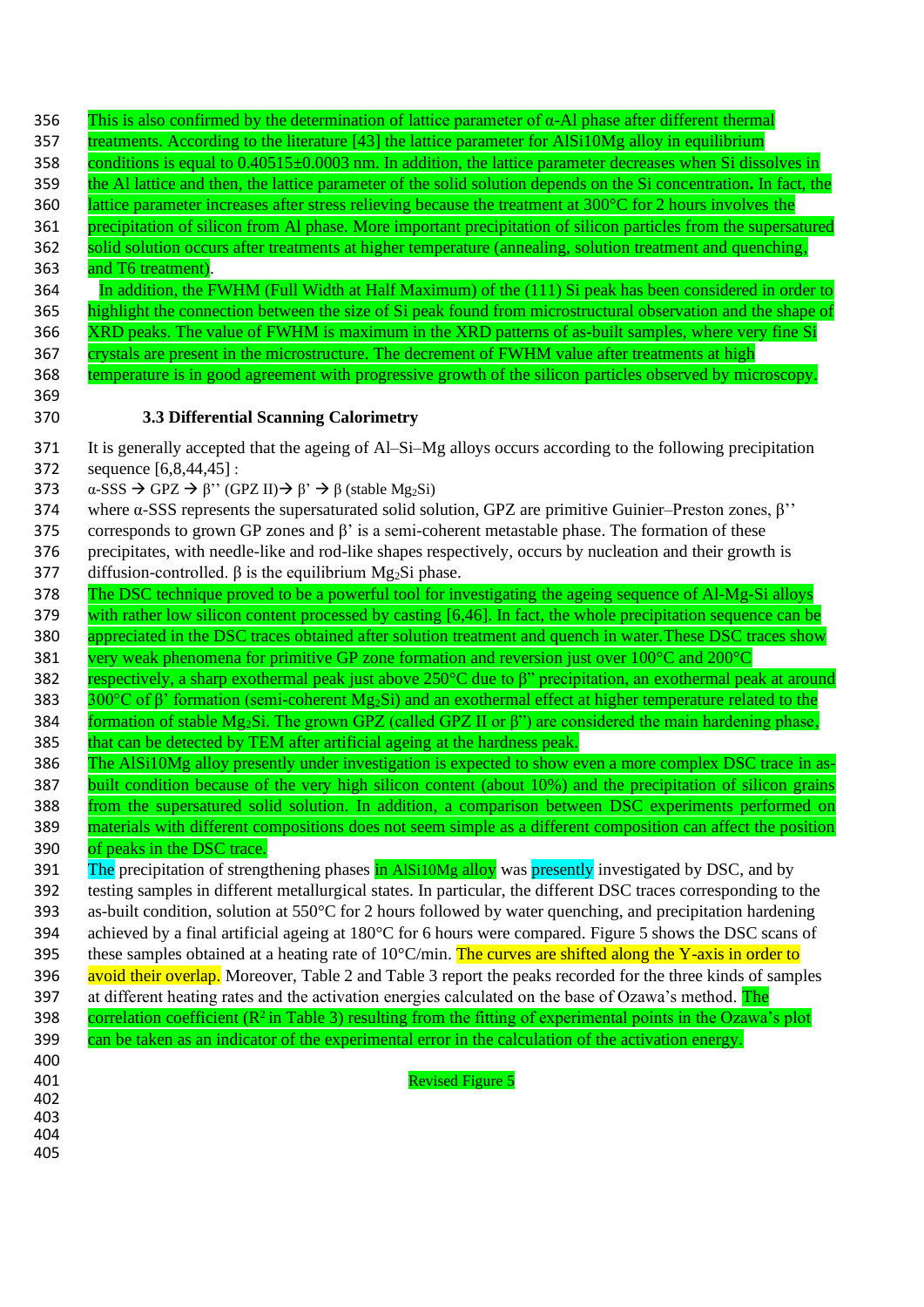This is also confirmed by the determination of lattice parameter of α-Al phase after different thermal treatments. According to the literature [43] the lattice parameter for AlSi10Mg alloy in equilibrium conditions is equal to 0.40515±0.0003 nm. In addition, the lattice parameter decreases when Si dissolves in the Al lattice and then, the lattice parameter of the solid solution depends on the Si concentration**.** In fact, the lattice parameter increases after stress relieving because the treatment at 300°C for 2 hours involves the precipitation of silicon from Al phase. More important precipitation of silicon particles from the supersatured solid solution occurs after treatments at higher temperature (annealing, solution treatment and quenching, and T6 treatment).

In addition, the FWHM (Full Width at Half Maximum) of the (111) Si peak has been considered in order to highlight the connection between the size of Si peak found from microstructural observation and the shape of XRD peaks. The value of FWHM is maximum in the XRD patterns of as-built samples, where very fine Si crystals are present in the microstructure. The decrement of FWHM value after treatments at high temperature is in good agreement with progressive growth of the silicon particles observed by microscopy.

### 3.3 Differential Scanning Calorimetry

It is generally accepted that the ageing of Al–Si–Mg alloys occurs according to the following precipitation sequence [6,8,44,45] :

α-SSS → GPZ → β'' (GPZ II)→ β' → β (stable $Mg_2Si$)

where α-SSS represents the supersaturated solid solution, GPZ are primitive Guinier–Preston zones, β'' corresponds to grown GP zones and β' is a semi-coherent metastable phase. The formation of these precipitates, with needle-like and rod-like shapes respectively, occurs by nucleation and their growth is diffusion-controlled. β is the equilibrium $Mg_2Si$ phase.

The DSC technique proved to be a powerful tool for investigating the ageing sequence of Al-Mg-Si alloys with rather low silicon content processed by casting [6,46]. In fact, the whole precipitation sequence can be appreciated in the DSC traces obtained after solution treatment and quench in water.These DSC traces show very weak phenomena for primitive GP zone formation and reversion just over 100°C and 200°C respectively, a sharp exothermal peak just above 250°C due to β" precipitation, an exothermal peak at around 300°C of β' formation (semi-coherent $Mg_2Si$) and an exothermal effect at higher temperature related to the formation of stable $Mg_2Si$. The grown GPZ (called GPZ II or β") are considered the main hardening phase, that can be detected by TEM after artificial ageing at the hardness peak.

The AlSi10Mg alloy presently under investigation is expected to show even a more complex DSC trace in as-built condition because of the very high silicon content (about 10%) and the precipitation of silicon grains from the supersatured solid solution. In addition, a comparison between DSC experiments performed on materials with different compositions does not seem simple as a different composition can affect the position of peaks in the DSC trace.

The precipitation of strengthening phases in AlSi10Mg alloy was presently investigated by DSC, and by testing samples in different metallurgical states. In particular, the different DSC traces corresponding to the as-built condition, solution at 550°C for 2 hours followed by water quenching, and precipitation hardening achieved by a final artificial ageing at 180°C for 6 hours were compared. Figure 5 shows the DSC scans of these samples obtained at a heating rate of 10°C/min. The curves are shifted along the Y-axis in order to avoid their overlap. Moreover, Table 2 and Table 3 report the peaks recorded for the three kinds of samples at different heating rates and the activation energies calculated on the base of Ozawa's method. The correlation coefficient ($R^2$ in Table 3) resulting from the fitting of experimental points in the Ozawa's plot can be taken as an indicator of the experimental error in the calculation of the activation energy.

Revised Figure 5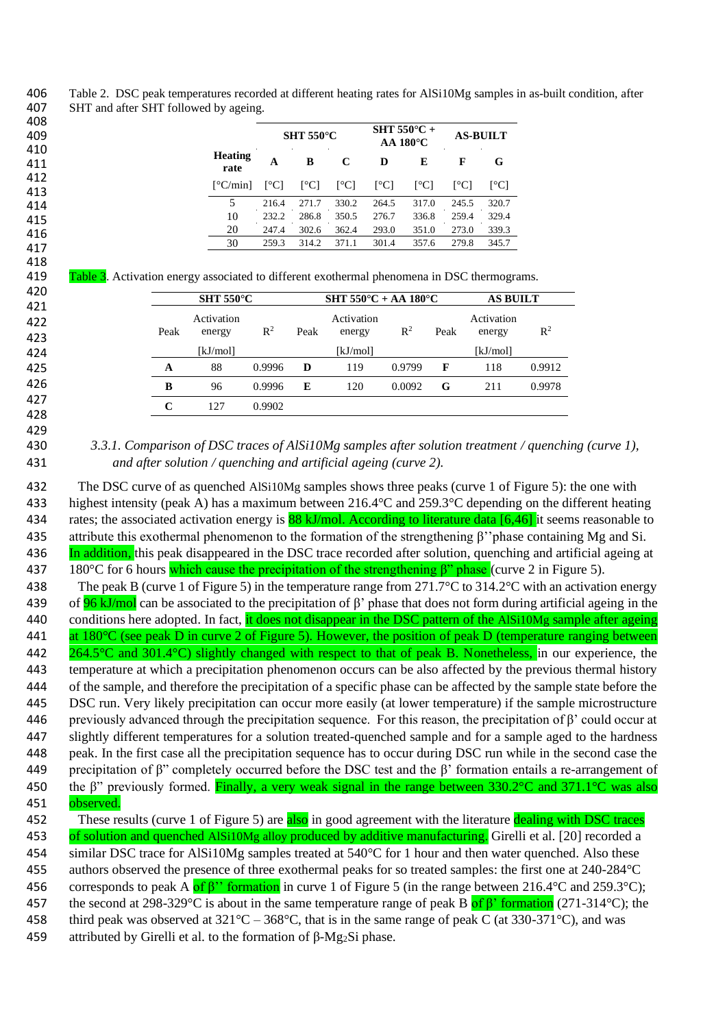Table 2. DSC peak temperatures recorded at different heating rates for AlSi10Mg samples in as-built condition, after SHT and after SHT followed by ageing.

| | SHT 550°C | | | SHT 550°C + AA 180°C | | AS-BUILT | |
|---|---|---|---|---|---|---|---|
| Heating rate | A | B | C | D | E | F | G |
| [°C/min] | [°C] | [°C] | [°C] | [°C] | [°C] | [°C] | [°C] |
| 5 | 216.4 | 271.7 | 330.2 | 264.5 | 317.0 | 245.5 | 320.7 |
| 10 | 232.2 | 286.8 | 350.5 | 276.7 | 336.8 | 259.4 | 329.4 |
| 20 | 247.4 | 302.6 | 362.4 | 293.0 | 351.0 | 273.0 | 339.3 |
| 30 | 259.3 | 314.2 | 371.1 | 301.4 | 357.6 | 279.8 | 345.7 |

Table 3. Activation energy associated to different exothermal phenomena in DSC thermograms.

| SHT 550°C | | | SHT 550°C + AA 180°C | | | AS BUILT | | |
|---|---|---|---|---|---|---|---|---|
| Peak | Activation energy [kJ/mol] | $R^2$ | Peak | Activation energy [kJ/mol] | $R^2$ | Peak | Activation energy [kJ/mol] | $R^2$ |
| **A** | 88 | 0.9996 | **D** | 119 | 0.9799 | **F** | 118 | 0.9912 |
| **B** | 96 | 0.9996 | **E** | 120 | 0.0092 | **G** | 211 | 0.9978 |
| **C** | 127 | 0.9902 | | | | | | |

### *3.3.1. Comparison of DSC traces of AlSi10Mg samples after solution treatment / quenching (curve 1), and after solution / quenching and artificial ageing (curve 2).*

The DSC curve of as quenched AlSi10Mg samples shows three peaks (curve 1 of Figure 5): the one with highest intensity (peak A) has a maximum between 216.4°C and 259.3°C depending on the different heating rates; the associated activation energy is 88 kJ/mol. According to literature data [6,46] it seems reasonable to attribute this exothermal phenomenon to the formation of the strengthening β''phase containing Mg and Si. In addition, this peak disappeared in the DSC trace recorded after solution, quenching and artificial ageing at 180°C for 6 hours which cause the precipitation of the strengthening β" phase (curve 2 in Figure 5).

The peak B (curve 1 of Figure 5) in the temperature range from 271.7°C to 314.2°C with an activation energy of 96 kJ/mol can be associated to the precipitation of β' phase that does not form during artificial ageing in the conditions here adopted. In fact, it does not disappear in the DSC pattern of the AlSi10Mg sample after ageing at 180°C (see peak D in curve 2 of Figure 5). However, the position of peak D (temperature ranging between 264.5°C and 301.4°C) slightly changed with respect to that of peak B. Nonetheless, in our experience, the temperature at which a precipitation phenomenon occurs can be also affected by the previous thermal history of the sample, and therefore the precipitation of a specific phase can be affected by the sample state before the DSC run. Very likely precipitation can occur more easily (at lower temperature) if the sample microstructure previously advanced through the precipitation sequence. For this reason, the precipitation of β' could occur at slightly different temperatures for a solution treated-quenched sample and for a sample aged to the hardness peak. In the first case all the precipitation sequence has to occur during DSC run while in the second case the precipitation of β" completely occurred before the DSC test and the β' formation entails a re-arrangement of the β" previously formed. Finally, a very weak signal in the range between 330.2°C and 371.1°C was also observed.

These results (curve 1 of Figure 5) are also in good agreement with the literature dealing with DSC traces of solution and quenched AlSi10Mg alloy produced by additive manufacturing. Girelli et al. [20] recorded a similar DSC trace for AlSi10Mg samples treated at 540°C for 1 hour and then water quenched. Also these authors observed the presence of three exothermal peaks for so treated samples: the first one at 240-284°C corresponds to peak A of β'' formation in curve 1 of Figure 5 (in the range between 216.4°C and 259.3°C); the second at 298-329°C is about in the same temperature range of peak B of β' formation (271-314°C); the third peak was observed at 321°C – 368°C, that is in the same range of peak C (at 330-371°C), and was attributed by Girelli et al. to the formation of β-$Mg_2Si$ phase.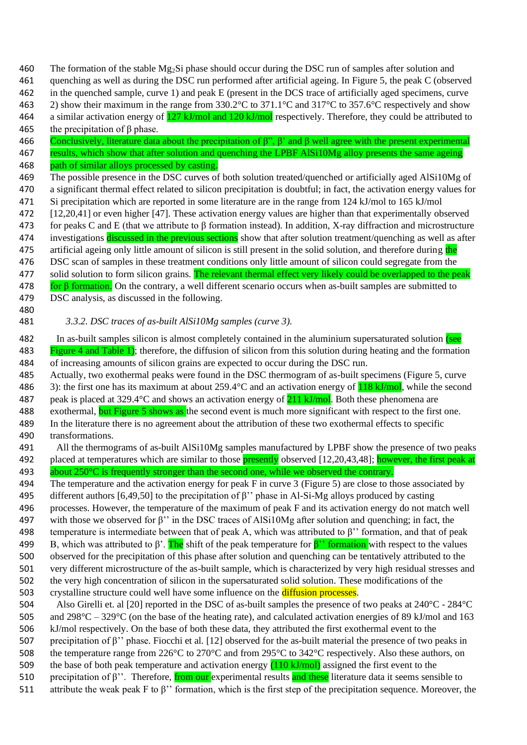The formation of the stable $Mg_2Si$ phase should occur during the DSC run of samples after solution and quenching as well as during the DSC run performed after artificial ageing. In Figure 5, the peak C (observed in the quenched sample, curve 1) and peak E (present in the DCS trace of artificially aged specimens, curve 2) show their maximum in the range from 330.2°C to 371.1°C and 317°C to 357.6°C respectively and show a similar activation energy of 127 kJ/mol and 120 kJ/mol respectively. Therefore, they could be attributed to the precipitation of β phase.

Conclusively, literature data about the precipitation of β'', β' and β well agree with the present experimental results, which show that after solution and quenching the LPBF AlSi10Mg alloy presents the same ageing path of similar alloys processed by casting.

The possible presence in the DSC curves of both solution treated/quenched or artificially aged AlSi10Mg of a significant thermal effect related to silicon precipitation is doubtful; in fact, the activation energy values for Si precipitation which are reported in some literature are in the range from 124 kJ/mol to 165 kJ/mol [12,20,41] or even higher [47]. These activation energy values are higher than that experimentally observed for peaks C and E (that we attribute to β formation instead). In addition, X-ray diffraction and microstructure investigations discussed in the previous sections show that after solution treatment/quenching as well as after artificial ageing only little amount of silicon is still present in the solid solution, and therefore during the DSC scan of samples in these treatment conditions only little amount of silicon could segregate from the solid solution to form silicon grains. The relevant thermal effect very likely could be overlapped to the peak for β formation. On the contrary, a well different scenario occurs when as-built samples are submitted to DSC analysis, as discussed in the following.

*3.3.2. DSC traces of as-built AlSi10Mg samples (curve 3).*

In as-built samples silicon is almost completely contained in the aluminium supersaturated solution (see Figure 4 and Table 1); therefore, the diffusion of silicon from this solution during heating and the formation of increasing amounts of silicon grains are expected to occur during the DSC run.

Actually, two exothermal peaks were found in the DSC thermogram of as-built specimens (Figure 5, curve 3): the first one has its maximum at about 259.4°C and an activation energy of 118 kJ/mol, while the second peak is placed at 329.4°C and shows an activation energy of 211 kJ/mol. Both these phenomena are exothermal, but Figure 5 shows as the second event is much more significant with respect to the first one. In the literature there is no agreement about the attribution of these two exothermal effects to specific transformations.

All the thermograms of as-built AlSi10Mg samples manufactured by LPBF show the presence of two peaks placed at temperatures which are similar to those presently observed [12,20,43,48]; however, the first peak at about 250°C is frequently stronger than the second one, while we observed the contrary.

The temperature and the activation energy for peak F in curve 3 (Figure 5) are close to those associated by different authors [6,49,50] to the precipitation of β'' phase in Al-Si-Mg alloys produced by casting processes. However, the temperature of the maximum of peak F and its activation energy do not match well with those we observed for β'' in the DSC traces of AlSi10Mg after solution and quenching; in fact, the temperature is intermediate between that of peak A, which was attributed to β'' formation, and that of peak B, which was attributed to β'. The shift of the peak temperature for β'' formation with respect to the values observed for the precipitation of this phase after solution and quenching can be tentatively attributed to the very different microstructure of the as-built sample, which is characterized by very high residual stresses and the very high concentration of silicon in the supersaturated solid solution. These modifications of the crystalline structure could well have some influence on the diffusion processes.

Also Girelli et. al [20] reported in the DSC of as-built samples the presence of two peaks at 240°C - 284°C and 298°C – 329°C (on the base of the heating rate), and calculated activation energies of 89 kJ/mol and 163 kJ/mol respectively. On the base of both these data, they attributed the first exothermal event to the precipitation of β'' phase. Fiocchi et al. [12] observed for the as-built material the presence of two peaks in the temperature range from 226°C to 270°C and from 295°C to 342°C respectively. Also these authors, on the base of both peak temperature and activation energy (110 kJ/mol) assigned the first event to the precipitation of β''. Therefore, from our experimental results and these literature data it seems sensible to attribute the weak peak F to β'' formation, which is the first step of the precipitation sequence. Moreover, the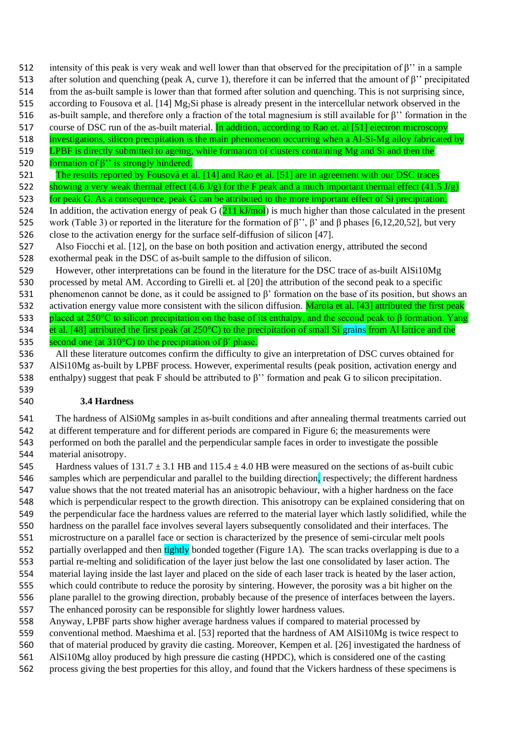intensity of this peak is very weak and well lower than that observed for the precipitation of β'' in a sample after solution and quenching (peak A, curve 1), therefore it can be inferred that the amount of β'' precipitated from the as-built sample is lower than that formed after solution and quenching. This is not surprising since, according to Fousova et al. [14] $Mg_2Si$ phase is already present in the intercellular network observed in the as-built sample, and therefore only a fraction of the total magnesium is still available for β'' formation in the course of DSC run of the as-built material. In addition, according to Rao et. al [51] electron microscopy investigations, silicon precipitation is the main phenomenon occurring when a Al-Si-Mg alloy fabricated by LPBF is directly submitted to ageing, while formation of clusters containing Mg and Si and then the formation of β'' is strongly hindered.

The results reported by Fousovà et al. [14] and Rao et al. [51] are in agreement with our DSC traces showing a very weak thermal effect (4.6 J/g) for the F peak and a much important thermal effect (41.5 J/g) for peak G. As a consequence, peak G can be attributed to the more important effect of Si precipitation. In addition, the activation energy of peak G (211 kJ/mol) is much higher than those calculated in the present work (Table 3) or reported in the literature for the formation of β'', β' and β phases [6,12,20,52], but very close to the activation energy for the surface self-diffusion of silicon [47].

Also Fiocchi et al. [12], on the base on both position and activation energy, attributed the second exothermal peak in the DSC of as-built sample to the diffusion of silicon.

However, other interpretations can be found in the literature for the DSC trace of as-built AlSi10Mg processed by metal AM. According to Girelli et. al [20] the attribution of the second peak to a specific phenomenon cannot be done, as it could be assigned to β' formation on the base of its position, but shows an activation energy value more consistent with the silicon diffusion. Marola et al. [43] attributed the first peak placed at 250°C to silicon precipitation on the base of its enthalpy, and the second peak to β formation. Yang et al. [48] attributed the first peak (at 250°C) to the precipitation of small Si grains from Al lattice and the second one (at 310°C) to the precipitation of β' phase.

All these literature outcomes confirm the difficulty to give an interpretation of DSC curves obtained for AlSi10Mg as-built by LPBF process. However, experimental results (peak position, activation energy and enthalpy) suggest that peak F should be attributed to β'' formation and peak G to silicon precipitation.

### 3.4 Hardness

The hardness of AlSi0Mg samples in as-built conditions and after annealing thermal treatments carried out at different temperature and for different periods are compared in Figure 6; the measurements were performed on both the parallel and the perpendicular sample faces in order to investigate the possible material anisotropy.

Hardness values of 131.7 ± 3.1 HB and 115.4 ± 4.0 HB were measured on the sections of as-built cubic samples which are perpendicular and parallel to the building direction, respectively; the different hardness value shows that the not treated material has an anisotropic behaviour, with a higher hardness on the face which is perpendicular respect to the growth direction. This anisotropy can be explained considering that on the perpendicular face the hardness values are referred to the material layer which lastly solidified, while the hardness on the parallel face involves several layers subsequently consolidated and their interfaces. The microstructure on a parallel face or section is characterized by the presence of semi-circular melt pools partially overlapped and then tightly bonded together (Figure 1A). The scan tracks overlapping is due to a partial re-melting and solidification of the layer just below the last one consolidated by laser action. The material laying inside the last layer and placed on the side of each laser track is heated by the laser action, which could contribute to reduce the porosity by sintering. However, the porosity was a bit higher on the plane parallel to the growing direction, probably because of the presence of interfaces between the layers. The enhanced porosity can be responsible for slightly lower hardness values.

Anyway, LPBF parts show higher average hardness values if compared to material processed by conventional method. Maeshima et al. [53] reported that the hardness of AM AlSi10Mg is twice respect to that of material produced by gravity die casting. Moreover, Kempen et al. [26] investigated the hardness of AlSi10Mg alloy produced by high pressure die casting (HPDC), which is considered one of the casting process giving the best properties for this alloy, and found that the Vickers hardness of these specimens is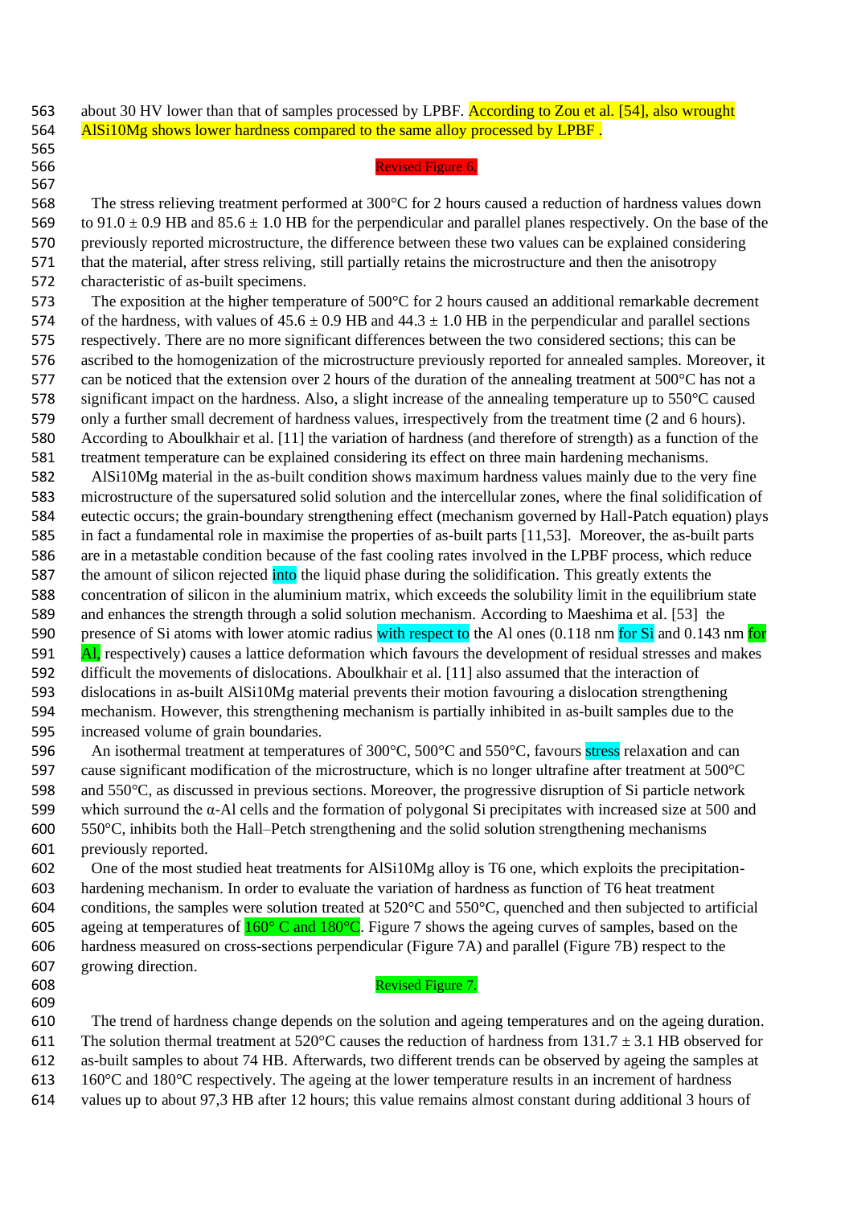about 30 HV lower than that of samples processed by LPBF. According to Zou et al. [54], also wrought AlSi10Mg shows lower hardness compared to the same alloy processed by LPBF .

Revised Figure 6.

The stress relieving treatment performed at 300°C for 2 hours caused a reduction of hardness values down to 91.0 ± 0.9 HB and 85.6 ± 1.0 HB for the perpendicular and parallel planes respectively. On the base of the previously reported microstructure, the difference between these two values can be explained considering that the material, after stress reliving, still partially retains the microstructure and then the anisotropy characteristic of as-built specimens.

The exposition at the higher temperature of 500°C for 2 hours caused an additional remarkable decrement of the hardness, with values of 45.6 ± 0.9 HB and 44.3 ± 1.0 HB in the perpendicular and parallel sections respectively. There are no more significant differences between the two considered sections; this can be ascribed to the homogenization of the microstructure previously reported for annealed samples. Moreover, it can be noticed that the extension over 2 hours of the duration of the annealing treatment at 500°C has not a significant impact on the hardness. Also, a slight increase of the annealing temperature up to 550°C caused only a further small decrement of hardness values, irrespectively from the treatment time (2 and 6 hours). According to Aboulkhair et al. [11] the variation of hardness (and therefore of strength) as a function of the treatment temperature can be explained considering its effect on three main hardening mechanisms.

AlSi10Mg material in the as-built condition shows maximum hardness values mainly due to the very fine microstructure of the supersatured solid solution and the intercellular zones, where the final solidification of eutectic occurs; the grain-boundary strengthening effect (mechanism governed by Hall-Patch equation) plays in fact a fundamental role in maximise the properties of as-built parts [11,53]. Moreover, the as-built parts are in a metastable condition because of the fast cooling rates involved in the LPBF process, which reduce the amount of silicon rejected into the liquid phase during the solidification. This greatly extents the concentration of silicon in the aluminium matrix, which exceeds the solubility limit in the equilibrium state and enhances the strength through a solid solution mechanism. According to Maeshima et al. [53] the presence of Si atoms with lower atomic radius with respect to the Al ones (0.118 nm for Si and 0.143 nm for Al, respectively) causes a lattice deformation which favours the development of residual stresses and makes difficult the movements of dislocations. Aboulkhair et al. [11] also assumed that the interaction of dislocations in as-built AlSi10Mg material prevents their motion favouring a dislocation strengthening mechanism. However, this strengthening mechanism is partially inhibited in as-built samples due to the increased volume of grain boundaries.

An isothermal treatment at temperatures of 300°C, 500°C and 550°C, favours stress relaxation and can cause significant modification of the microstructure, which is no longer ultrafine after treatment at 500°C and 550°C, as discussed in previous sections. Moreover, the progressive disruption of Si particle network which surround the α-Al cells and the formation of polygonal Si precipitates with increased size at 500 and 550°C, inhibits both the Hall–Petch strengthening and the solid solution strengthening mechanisms previously reported.

One of the most studied heat treatments for AlSi10Mg alloy is T6 one, which exploits the precipitation-hardening mechanism. In order to evaluate the variation of hardness as function of T6 heat treatment conditions, the samples were solution treated at 520°C and 550°C, quenched and then subjected to artificial ageing at temperatures of 160° C and 180°C. Figure 7 shows the ageing curves of samples, based on the hardness measured on cross-sections perpendicular (Figure 7A) and parallel (Figure 7B) respect to the growing direction.

Revised Figure 7.

The trend of hardness change depends on the solution and ageing temperatures and on the ageing duration. The solution thermal treatment at 520°C causes the reduction of hardness from 131.7 ± 3.1 HB observed for as-built samples to about 74 HB. Afterwards, two different trends can be observed by ageing the samples at 160°C and 180°C respectively. The ageing at the lower temperature results in an increment of hardness values up to about 97,3 HB after 12 hours; this value remains almost constant during additional 3 hours of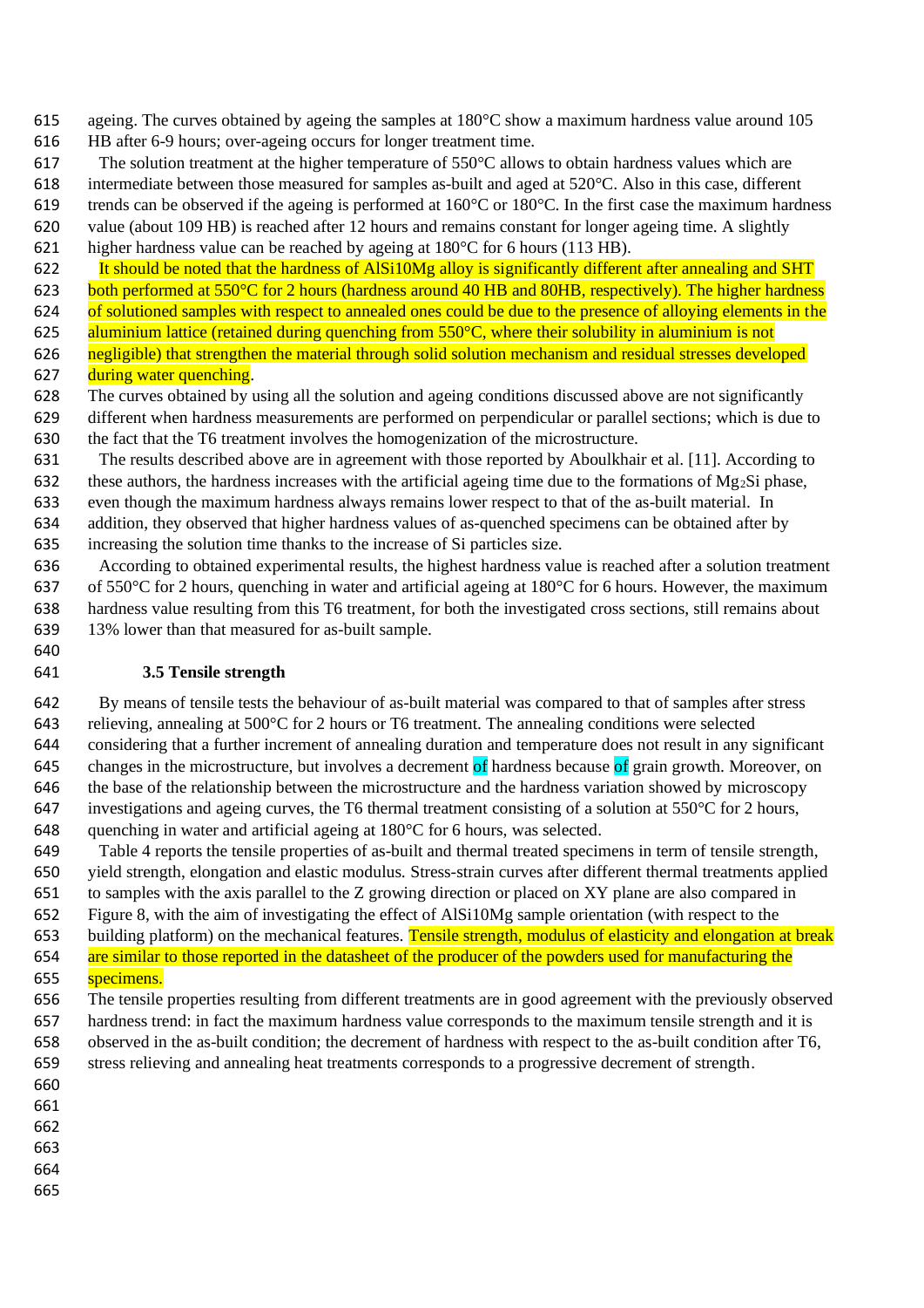ageing. The curves obtained by ageing the samples at 180°C show a maximum hardness value around 105 HB after 6-9 hours; over-ageing occurs for longer treatment time.

The solution treatment at the higher temperature of 550°C allows to obtain hardness values which are intermediate between those measured for samples as-built and aged at 520°C. Also in this case, different trends can be observed if the ageing is performed at 160°C or 180°C. In the first case the maximum hardness value (about 109 HB) is reached after 12 hours and remains constant for longer ageing time. A slightly higher hardness value can be reached by ageing at 180°C for 6 hours (113 HB).

It should be noted that the hardness of AlSi10Mg alloy is significantly different after annealing and SHT both performed at 550°C for 2 hours (hardness around 40 HB and 80HB, respectively). The higher hardness of solutioned samples with respect to annealed ones could be due to the presence of alloying elements in the aluminium lattice (retained during quenching from 550°C, where their solubility in aluminium is not negligible) that strengthen the material through solid solution mechanism and residual stresses developed during water quenching.

The curves obtained by using all the solution and ageing conditions discussed above are not significantly different when hardness measurements are performed on perpendicular or parallel sections; which is due to the fact that the T6 treatment involves the homogenization of the microstructure.

The results described above are in agreement with those reported by Aboulkhair et al. [11]. According to these authors, the hardness increases with the artificial ageing time due to the formations of $Mg_2Si$ phase, even though the maximum hardness always remains lower respect to that of the as-built material. In addition, they observed that higher hardness values of as-quenched specimens can be obtained after by increasing the solution time thanks to the increase of Si particles size.

According to obtained experimental results, the highest hardness value is reached after a solution treatment of 550°C for 2 hours, quenching in water and artificial ageing at 180°C for 6 hours. However, the maximum hardness value resulting from this T6 treatment, for both the investigated cross sections, still remains about 13% lower than that measured for as-built sample.

### 3.5 Tensile strength

By means of tensile tests the behaviour of as-built material was compared to that of samples after stress relieving, annealing at 500°C for 2 hours or T6 treatment. The annealing conditions were selected considering that a further increment of annealing duration and temperature does not result in any significant changes in the microstructure, but involves a decrement of hardness because of grain growth. Moreover, on the base of the relationship between the microstructure and the hardness variation showed by microscopy investigations and ageing curves, the T6 thermal treatment consisting of a solution at 550°C for 2 hours, quenching in water and artificial ageing at 180°C for 6 hours, was selected.

Table 4 reports the tensile properties of as-built and thermal treated specimens in term of tensile strength, yield strength, elongation and elastic modulus. Stress-strain curves after different thermal treatments applied to samples with the axis parallel to the Z growing direction or placed on XY plane are also compared in Figure 8, with the aim of investigating the effect of AlSi10Mg sample orientation (with respect to the building platform) on the mechanical features. Tensile strength, modulus of elasticity and elongation at break are similar to those reported in the datasheet of the producer of the powders used for manufacturing the specimens.

The tensile properties resulting from different treatments are in good agreement with the previously observed hardness trend: in fact the maximum hardness value corresponds to the maximum tensile strength and it is observed in the as-built condition; the decrement of hardness with respect to the as-built condition after T6, stress relieving and annealing heat treatments corresponds to a progressive decrement of strength.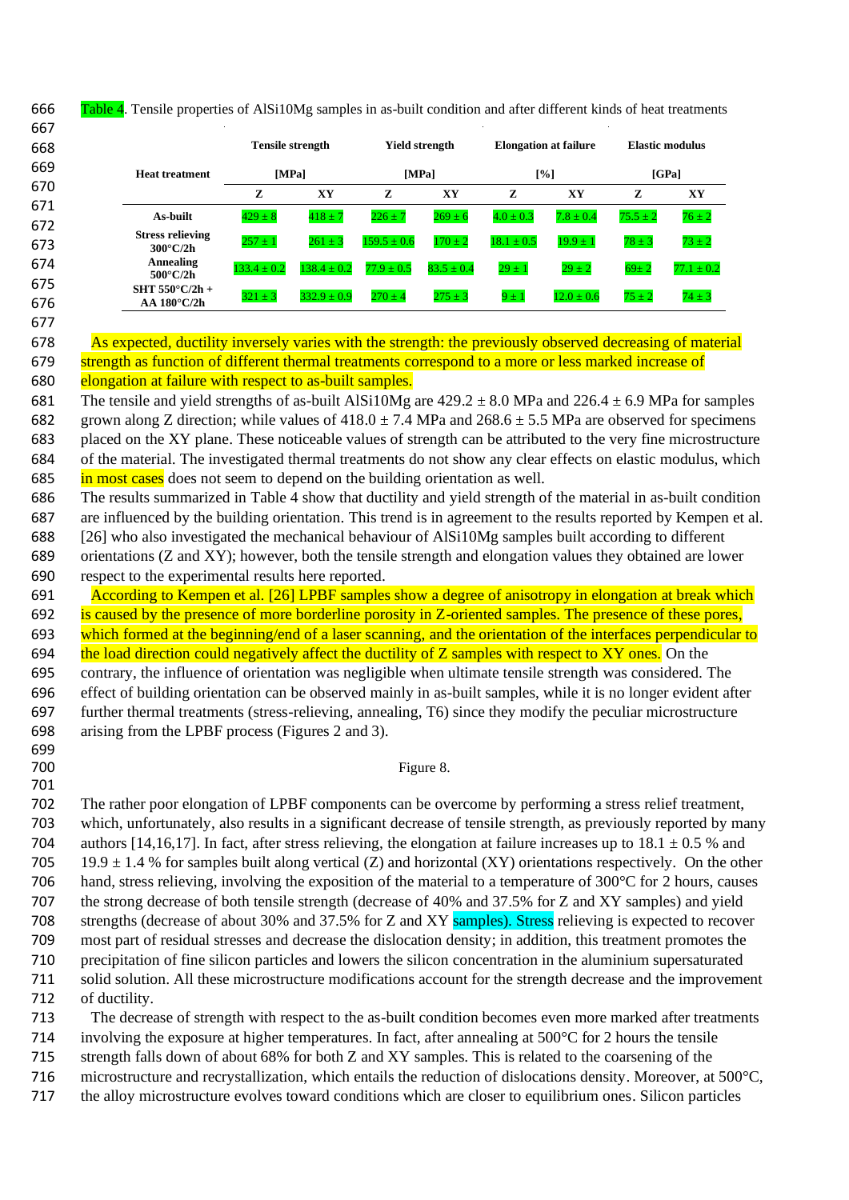Table 4. Tensile properties of AlSi10Mg samples in as-built condition and after different kinds of heat treatments

| Heat treatment | Tensile strength [MPa] | | Yield strength [MPa] | | Elongation at failure [%] | | Elastic modulus [GPa] | |
|---|---|---|---|---|---|---|---|---|
| | Z | XY | Z | XY | Z | XY | Z | XY |
| As-built | 429 ± 8 | 418 ± 7 | 226 ± 7 | 269 ± 6 | 4.0 ± 0.3 | 7.8 ± 0.4 | 75.5 ± 2 | 76 ± 2 |
| Stress relieving 300°C/2h | 257 ± 1 | 261 ± 3 | 159.5 ± 0.6 | 170 ± 2 | 18.1 ± 0.5 | 19.9 ± 1 | 78 ± 3 | 73 ± 2 |
| Annealing 500°C/2h | 133.4 ± 0.2 | 138.4 ± 0.2 | 77.9 ± 0.5 | 83.5 ± 0.4 | 29 ± 1 | 29 ± 2 | 69± 2 | 77.1 ± 0.2 |
| SHT 550°C/2h + AA 180°C/2h | 321 ± 3 | 332.9 ± 0.9 | 270 ± 4 | 275 ± 3 | 9 ± 1 | 12.0 ± 0.6 | 75 ± 2 | 74 ± 3 |

As expected, ductility inversely varies with the strength: the previously observed decreasing of material strength as function of different thermal treatments correspond to a more or less marked increase of elongation at failure with respect to as-built samples.

The tensile and yield strengths of as-built AlSi10Mg are 429.2 ± 8.0 MPa and 226.4 ± 6.9 MPa for samples grown along Z direction; while values of 418.0 ± 7.4 MPa and 268.6 ± 5.5 MPa are observed for specimens placed on the XY plane. These noticeable values of strength can be attributed to the very fine microstructure of the material. The investigated thermal treatments do not show any clear effects on elastic modulus, which in most cases does not seem to depend on the building orientation as well.

The results summarized in Table 4 show that ductility and yield strength of the material in as-built condition are influenced by the building orientation. This trend is in agreement to the results reported by Kempen et al. [26] who also investigated the mechanical behaviour of AlSi10Mg samples built according to different orientations (Z and XY); however, both the tensile strength and elongation values they obtained are lower respect to the experimental results here reported.

According to Kempen et al. [26] LPBF samples show a degree of anisotropy in elongation at break which is caused by the presence of more borderline porosity in Z-oriented samples. The presence of these pores, which formed at the beginning/end of a laser scanning, and the orientation of the interfaces perpendicular to the load direction could negatively affect the ductility of Z samples with respect to XY ones. On the contrary, the influence of orientation was negligible when ultimate tensile strength was considered. The effect of building orientation can be observed mainly in as-built samples, while it is no longer evident after further thermal treatments (stress-relieving, annealing, T6) since they modify the peculiar microstructure arising from the LPBF process (Figures 2 and 3).

Figure 8.

The rather poor elongation of LPBF components can be overcome by performing a stress relief treatment, which, unfortunately, also results in a significant decrease of tensile strength, as previously reported by many authors [14,16,17]. In fact, after stress relieving, the elongation at failure increases up to 18.1 ± 0.5 % and 19.9 ± 1.4 % for samples built along vertical (Z) and horizontal (XY) orientations respectively. On the other hand, stress relieving, involving the exposition of the material to a temperature of 300°C for 2 hours, causes the strong decrease of both tensile strength (decrease of 40% and 37.5% for Z and XY samples) and yield strengths (decrease of about 30% and 37.5% for Z and XY samples). Stress relieving is expected to recover most part of residual stresses and decrease the dislocation density; in addition, this treatment promotes the precipitation of fine silicon particles and lowers the silicon concentration in the aluminium supersaturated solid solution. All these microstructure modifications account for the strength decrease and the improvement of ductility.

The decrease of strength with respect to the as-built condition becomes even more marked after treatments involving the exposure at higher temperatures. In fact, after annealing at 500°C for 2 hours the tensile strength falls down of about 68% for both Z and XY samples. This is related to the coarsening of the microstructure and recrystallization, which entails the reduction of dislocations density. Moreover, at 500°C, the alloy microstructure evolves toward conditions which are closer to equilibrium ones. Silicon particles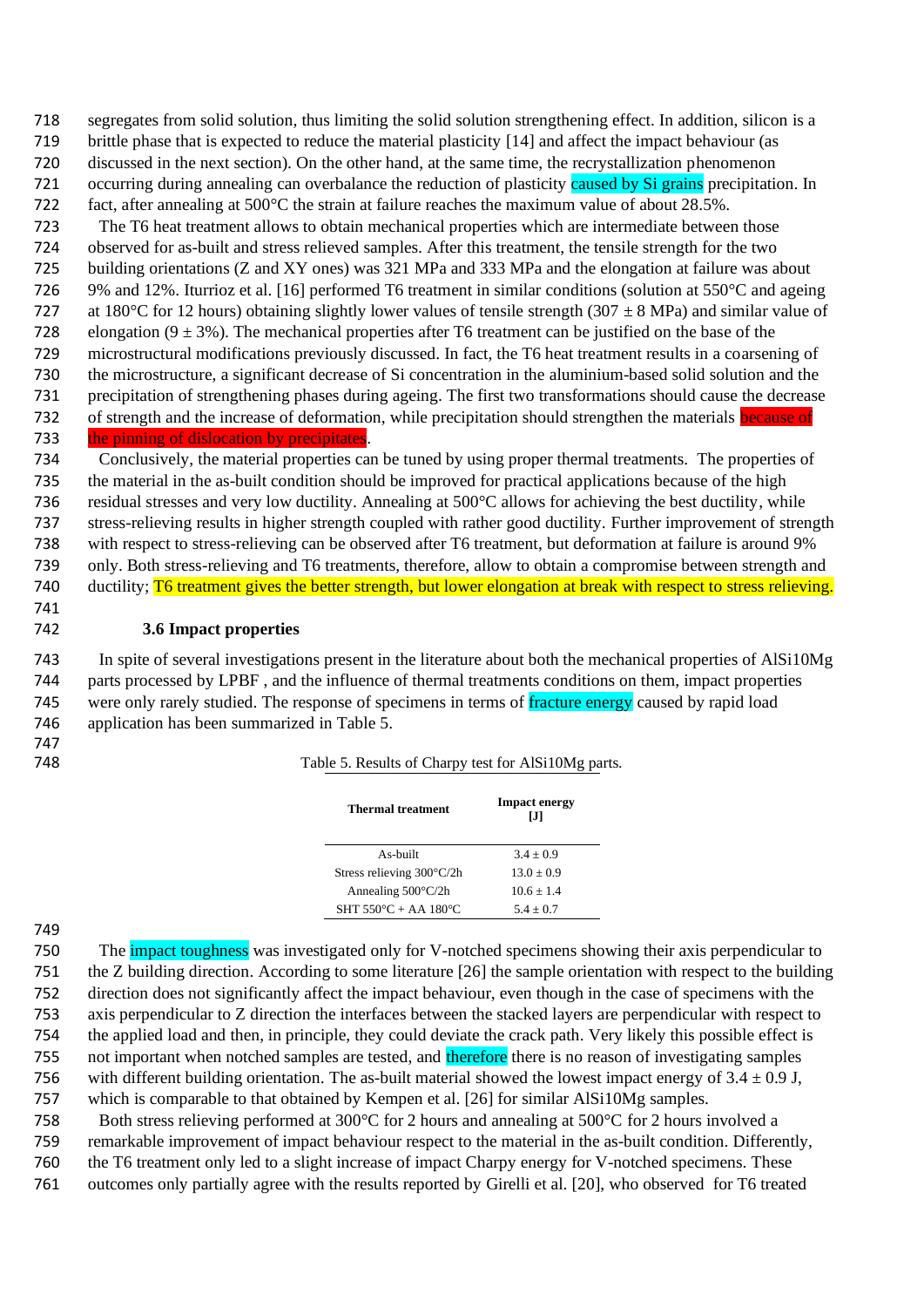segregates from solid solution, thus limiting the solid solution strengthening effect. In addition, silicon is a brittle phase that is expected to reduce the material plasticity [14] and affect the impact behaviour (as discussed in the next section). On the other hand, at the same time, the recrystallization phenomenon occurring during annealing can overbalance the reduction of plasticity caused by Si grains precipitation. In fact, after annealing at 500°C the strain at failure reaches the maximum value of about 28.5%.

The T6 heat treatment allows to obtain mechanical properties which are intermediate between those observed for as-built and stress relieved samples. After this treatment, the tensile strength for the two building orientations (Z and XY ones) was 321 MPa and 333 MPa and the elongation at failure was about 9% and 12%. Iturrioz et al. [16] performed T6 treatment in similar conditions (solution at 550°C and ageing at 180°C for 12 hours) obtaining slightly lower values of tensile strength (307 ± 8 MPa) and similar value of elongation (9 ± 3%). The mechanical properties after T6 treatment can be justified on the base of the microstructural modifications previously discussed. In fact, the T6 heat treatment results in a coarsening of the microstructure, a significant decrease of Si concentration in the aluminium-based solid solution and the precipitation of strengthening phases during ageing. The first two transformations should cause the decrease of strength and the increase of deformation, while precipitation should strengthen the materials because of the pinning of dislocation by precipitates.

Conclusively, the material properties can be tuned by using proper thermal treatments. The properties of the material in the as-built condition should be improved for practical applications because of the high residual stresses and very low ductility. Annealing at 500°C allows for achieving the best ductility, while stress-relieving results in higher strength coupled with rather good ductility. Further improvement of strength with respect to stress-relieving can be observed after T6 treatment, but deformation at failure is around 9% only. Both stress-relieving and T6 treatments, therefore, allow to obtain a compromise between strength and ductility; T6 treatment gives the better strength, but lower elongation at break with respect to stress relieving.

### 3.6 Impact properties

In spite of several investigations present in the literature about both the mechanical properties of AlSi10Mg parts processed by LPBF , and the influence of thermal treatments conditions on them, impact properties were only rarely studied. The response of specimens in terms of fracture energy caused by rapid load application has been summarized in Table 5.

Table 5. Results of Charpy test for AlSi10Mg parts.

| Thermal treatment | Impact energy [J] |
|---|---|
| As-built | 3.4 ± 0.9 |
| Stress relieving 300°C/2h | 13.0 ± 0.9 |
| Annealing 500°C/2h | 10.6 ± 1.4 |
| SHT 550°C + AA 180°C | 5.4 ± 0.7 |

The impact toughness was investigated only for V-notched specimens showing their axis perpendicular to the Z building direction. According to some literature [26] the sample orientation with respect to the building direction does not significantly affect the impact behaviour, even though in the case of specimens with the axis perpendicular to Z direction the interfaces between the stacked layers are perpendicular with respect to the applied load and then, in principle, they could deviate the crack path. Very likely this possible effect is not important when notched samples are tested, and therefore there is no reason of investigating samples with different building orientation. The as-built material showed the lowest impact energy of 3.4 ± 0.9 J, which is comparable to that obtained by Kempen et al. [26] for similar AlSi10Mg samples.

Both stress relieving performed at 300°C for 2 hours and annealing at 500°C for 2 hours involved a remarkable improvement of impact behaviour respect to the material in the as-built condition. Differently, the T6 treatment only led to a slight increase of impact Charpy energy for V-notched specimens. These outcomes only partially agree with the results reported by Girelli et al. [20], who observed for T6 treated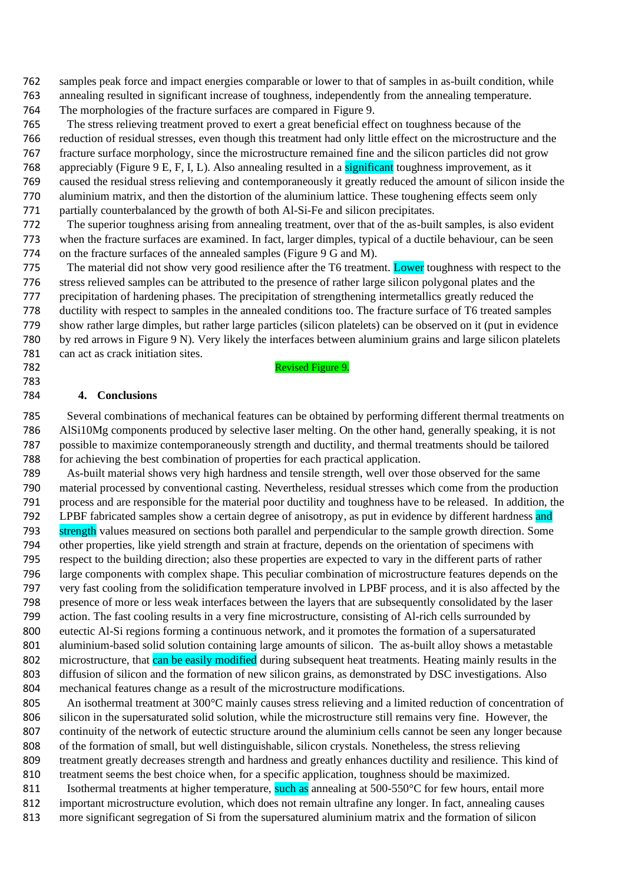samples peak force and impact energies comparable or lower to that of samples in as-built condition, while annealing resulted in significant increase of toughness, independently from the annealing temperature. The morphologies of the fracture surfaces are compared in Figure 9.

The stress relieving treatment proved to exert a great beneficial effect on toughness because of the reduction of residual stresses, even though this treatment had only little effect on the microstructure and the fracture surface morphology, since the microstructure remained fine and the silicon particles did not grow appreciably (Figure 9 E, F, I, L). Also annealing resulted in a significant toughness improvement, as it caused the residual stress relieving and contemporaneously it greatly reduced the amount of silicon inside the aluminium matrix, and then the distortion of the aluminium lattice. These toughening effects seem only partially counterbalanced by the growth of both Al-Si-Fe and silicon precipitates.

The superior toughness arising from annealing treatment, over that of the as-built samples, is also evident when the fracture surfaces are examined. In fact, larger dimples, typical of a ductile behaviour, can be seen on the fracture surfaces of the annealed samples (Figure 9 G and M).

The material did not show very good resilience after the T6 treatment. Lower toughness with respect to the stress relieved samples can be attributed to the presence of rather large silicon polygonal plates and the precipitation of hardening phases. The precipitation of strengthening intermetallics greatly reduced the ductility with respect to samples in the annealed conditions too. The fracture surface of T6 treated samples show rather large dimples, but rather large particles (silicon platelets) can be observed on it (put in evidence by red arrows in Figure 9 N). Very likely the interfaces between aluminium grains and large silicon platelets can act as crack initiation sites.

Revised Figure 9.

## 4. Conclusions

Several combinations of mechanical features can be obtained by performing different thermal treatments on AlSi10Mg components produced by selective laser melting. On the other hand, generally speaking, it is not possible to maximize contemporaneously strength and ductility, and thermal treatments should be tailored for achieving the best combination of properties for each practical application.

As-built material shows very high hardness and tensile strength, well over those observed for the same material processed by conventional casting. Nevertheless, residual stresses which come from the production process and are responsible for the material poor ductility and toughness have to be released. In addition, the LPBF fabricated samples show a certain degree of anisotropy, as put in evidence by different hardness and strength values measured on sections both parallel and perpendicular to the sample growth direction. Some other properties, like yield strength and strain at fracture, depends on the orientation of specimens with respect to the building direction; also these properties are expected to vary in the different parts of rather large components with complex shape. This peculiar combination of microstructure features depends on the very fast cooling from the solidification temperature involved in LPBF process, and it is also affected by the presence of more or less weak interfaces between the layers that are subsequently consolidated by the laser action. The fast cooling results in a very fine microstructure, consisting of Al-rich cells surrounded by eutectic Al-Si regions forming a continuous network, and it promotes the formation of a supersaturated aluminium-based solid solution containing large amounts of silicon. The as-built alloy shows a metastable microstructure, that can be easily modified during subsequent heat treatments. Heating mainly results in the diffusion of silicon and the formation of new silicon grains, as demonstrated by DSC investigations. Also mechanical features change as a result of the microstructure modifications.

An isothermal treatment at 300°C mainly causes stress relieving and a limited reduction of concentration of silicon in the supersaturated solid solution, while the microstructure still remains very fine. However, the continuity of the network of eutectic structure around the aluminium cells cannot be seen any longer because of the formation of small, but well distinguishable, silicon crystals. Nonetheless, the stress relieving treatment greatly decreases strength and hardness and greatly enhances ductility and resilience. This kind of treatment seems the best choice when, for a specific application, toughness should be maximized.

Isothermal treatments at higher temperature, such as annealing at 500-550°C for few hours, entail more important microstructure evolution, which does not remain ultrafine any longer. In fact, annealing causes more significant segregation of Si from the supersatured aluminium matrix and the formation of silicon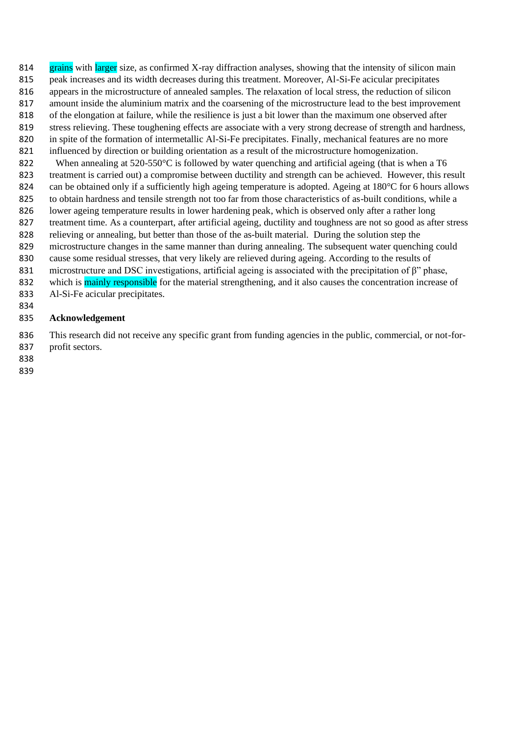grains with larger size, as confirmed X-ray diffraction analyses, showing that the intensity of silicon main peak increases and its width decreases during this treatment. Moreover, Al-Si-Fe acicular precipitates appears in the microstructure of annealed samples. The relaxation of local stress, the reduction of silicon amount inside the aluminium matrix and the coarsening of the microstructure lead to the best improvement of the elongation at failure, while the resilience is just a bit lower than the maximum one observed after stress relieving. These toughening effects are associate with a very strong decrease of strength and hardness, in spite of the formation of intermetallic Al-Si-Fe precipitates. Finally, mechanical features are no more influenced by direction or building orientation as a result of the microstructure homogenization.

When annealing at 520-550°C is followed by water quenching and artificial ageing (that is when a T6 treatment is carried out) a compromise between ductility and strength can be achieved. However, this result can be obtained only if a sufficiently high ageing temperature is adopted. Ageing at 180°C for 6 hours allows to obtain hardness and tensile strength not too far from those characteristics of as-built conditions, while a lower ageing temperature results in lower hardening peak, which is observed only after a rather long treatment time. As a counterpart, after artificial ageing, ductility and toughness are not so good as after stress relieving or annealing, but better than those of the as-built material. During the solution step the microstructure changes in the same manner than during annealing. The subsequent water quenching could cause some residual stresses, that very likely are relieved during ageing. According to the results of microstructure and DSC investigations, artificial ageing is associated with the precipitation of β" phase, which is mainly responsible for the material strengthening, and it also causes the concentration increase of Al-Si-Fe acicular precipitates.

## Acknowledgement

This research did not receive any specific grant from funding agencies in the public, commercial, or not-for-profit sectors.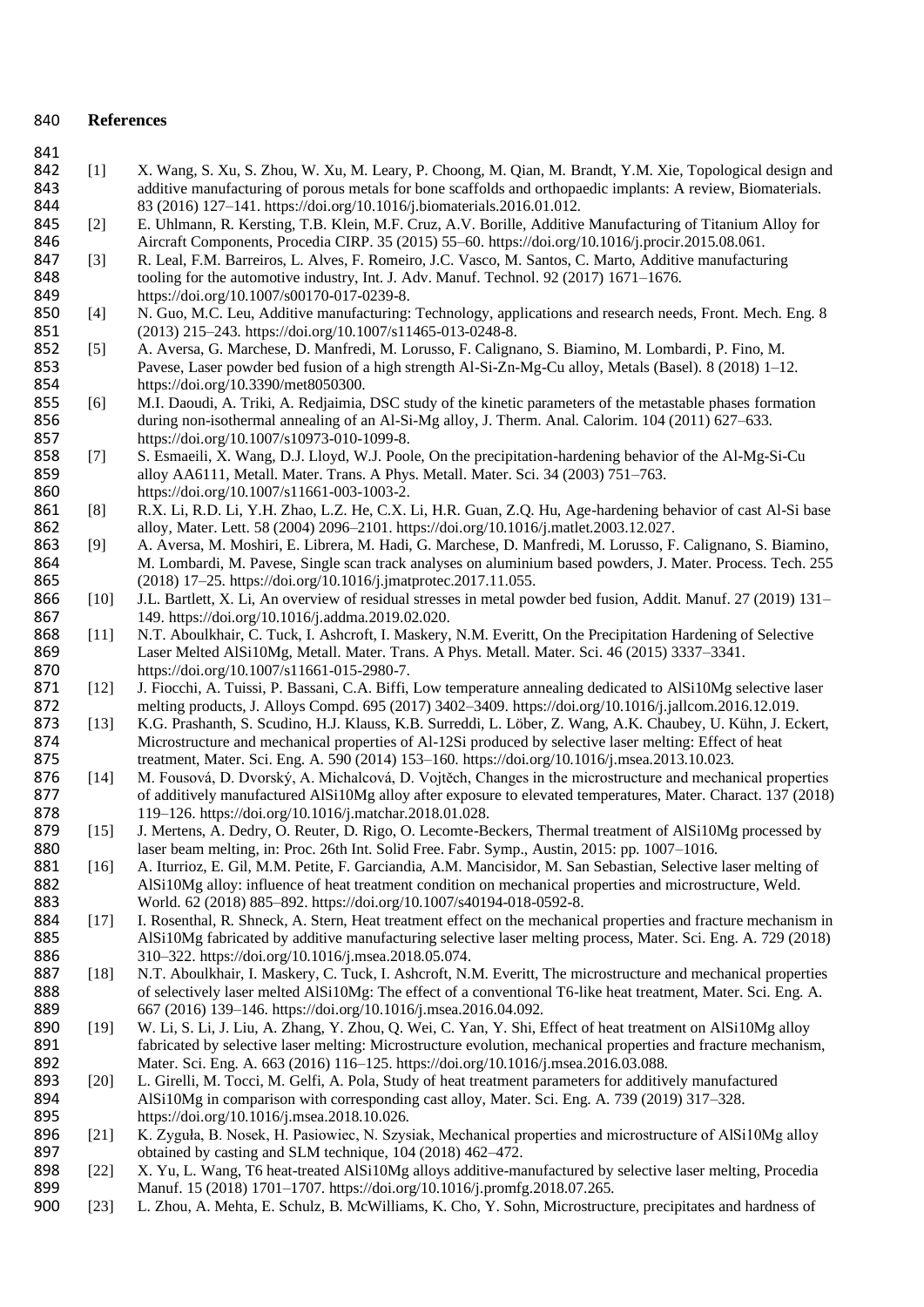**References**

[1] X. Wang, S. Xu, S. Zhou, W. Xu, M. Leary, P. Choong, M. Qian, M. Brandt, Y.M. Xie, Topological design and additive manufacturing of porous metals for bone scaffolds and orthopaedic implants: A review, Biomaterials. 83 (2016) 127–141. https://doi.org/10.1016/j.biomaterials.2016.01.012.

[2] E. Uhlmann, R. Kersting, T.B. Klein, M.F. Cruz, A.V. Borille, Additive Manufacturing of Titanium Alloy for Aircraft Components, Procedia CIRP. 35 (2015) 55–60. https://doi.org/10.1016/j.procir.2015.08.061.

[3] R. Leal, F.M. Barreiros, L. Alves, F. Romeiro, J.C. Vasco, M. Santos, C. Marto, Additive manufacturing tooling for the automotive industry, Int. J. Adv. Manuf. Technol. 92 (2017) 1671–1676. https://doi.org/10.1007/s00170-017-0239-8.

[4] N. Guo, M.C. Leu, Additive manufacturing: Technology, applications and research needs, Front. Mech. Eng. 8 (2013) 215–243. https://doi.org/10.1007/s11465-013-0248-8.

[5] A. Aversa, G. Marchese, D. Manfredi, M. Lorusso, F. Calignano, S. Biamino, M. Lombardi, P. Fino, M. Pavese, Laser powder bed fusion of a high strength Al-Si-Zn-Mg-Cu alloy, Metals (Basel). 8 (2018) 1–12. https://doi.org/10.3390/met8050300.

[6] M.I. Daoudi, A. Triki, A. Redjaimia, DSC study of the kinetic parameters of the metastable phases formation during non-isothermal annealing of an Al-Si-Mg alloy, J. Therm. Anal. Calorim. 104 (2011) 627–633. https://doi.org/10.1007/s10973-010-1099-8.

[7] S. Esmaeili, X. Wang, D.J. Lloyd, W.J. Poole, On the precipitation-hardening behavior of the Al-Mg-Si-Cu alloy AA6111, Metall. Mater. Trans. A Phys. Metall. Mater. Sci. 34 (2003) 751–763. https://doi.org/10.1007/s11661-003-1003-2.

[8] R.X. Li, R.D. Li, Y.H. Zhao, L.Z. He, C.X. Li, H.R. Guan, Z.Q. Hu, Age-hardening behavior of cast Al-Si base alloy, Mater. Lett. 58 (2004) 2096–2101. https://doi.org/10.1016/j.matlet.2003.12.027.

[9] A. Aversa, M. Moshiri, E. Librera, M. Hadi, G. Marchese, D. Manfredi, M. Lorusso, F. Calignano, S. Biamino, M. Lombardi, M. Pavese, Single scan track analyses on aluminium based powders, J. Mater. Process. Tech. 255 (2018) 17–25. https://doi.org/10.1016/j.jmatprotec.2017.11.055.

[10] J.L. Bartlett, X. Li, An overview of residual stresses in metal powder bed fusion, Addit. Manuf. 27 (2019) 131–149. https://doi.org/10.1016/j.addma.2019.02.020.

[11] N.T. Aboulkhair, C. Tuck, I. Ashcroft, I. Maskery, N.M. Everitt, On the Precipitation Hardening of Selective Laser Melted AlSi10Mg, Metall. Mater. Trans. A Phys. Metall. Mater. Sci. 46 (2015) 3337–3341. https://doi.org/10.1007/s11661-015-2980-7.

[12] J. Fiocchi, A. Tuissi, P. Bassani, C.A. Biffi, Low temperature annealing dedicated to AlSi10Mg selective laser melting products, J. Alloys Compd. 695 (2017) 3402–3409. https://doi.org/10.1016/j.jallcom.2016.12.019.

[13] K.G. Prashanth, S. Scudino, H.J. Klauss, K.B. Surreddi, L. Löber, Z. Wang, A.K. Chaubey, U. Kühn, J. Eckert, Microstructure and mechanical properties of Al-12Si produced by selective laser melting: Effect of heat treatment, Mater. Sci. Eng. A. 590 (2014) 153–160. https://doi.org/10.1016/j.msea.2013.10.023.

[14] M. Fousová, D. Dvorský, A. Michalcová, D. Vojtěch, Changes in the microstructure and mechanical properties of additively manufactured AlSi10Mg alloy after exposure to elevated temperatures, Mater. Charact. 137 (2018) 119–126. https://doi.org/10.1016/j.matchar.2018.01.028.

[15] J. Mertens, A. Dedry, O. Reuter, D. Rigo, O. Lecomte-Beckers, Thermal treatment of AlSi10Mg processed by laser beam melting, in: Proc. 26th Int. Solid Free. Fabr. Symp., Austin, 2015: pp. 1007–1016.

[16] A. Iturrioz, E. Gil, M.M. Petite, F. Garciandia, A.M. Mancisidor, M. San Sebastian, Selective laser melting of AlSi10Mg alloy: influence of heat treatment condition on mechanical properties and microstructure, Weld. World. 62 (2018) 885–892. https://doi.org/10.1007/s40194-018-0592-8.

[17] I. Rosenthal, R. Shneck, A. Stern, Heat treatment effect on the mechanical properties and fracture mechanism in AlSi10Mg fabricated by additive manufacturing selective laser melting process, Mater. Sci. Eng. A. 729 (2018) 310–322. https://doi.org/10.1016/j.msea.2018.05.074.

[18] N.T. Aboulkhair, I. Maskery, C. Tuck, I. Ashcroft, N.M. Everitt, The microstructure and mechanical properties of selectively laser melted AlSi10Mg: The effect of a conventional T6-like heat treatment, Mater. Sci. Eng. A. 667 (2016) 139–146. https://doi.org/10.1016/j.msea.2016.04.092.

[19] W. Li, S. Li, J. Liu, A. Zhang, Y. Zhou, Q. Wei, C. Yan, Y. Shi, Effect of heat treatment on AlSi10Mg alloy fabricated by selective laser melting: Microstructure evolution, mechanical properties and fracture mechanism, Mater. Sci. Eng. A. 663 (2016) 116–125. https://doi.org/10.1016/j.msea.2016.03.088.

[20] L. Girelli, M. Tocci, M. Gelfi, A. Pola, Study of heat treatment parameters for additively manufactured AlSi10Mg in comparison with corresponding cast alloy, Mater. Sci. Eng. A. 739 (2019) 317–328. https://doi.org/10.1016/j.msea.2018.10.026.

[21] K. Zyguła, B. Nosek, H. Pasiowiec, N. Szysiak, Mechanical properties and microstructure of AlSi10Mg alloy obtained by casting and SLM technique, 104 (2018) 462–472.

[22] X. Yu, L. Wang, T6 heat-treated AlSi10Mg alloys additive-manufactured by selective laser melting, Procedia Manuf. 15 (2018) 1701–1707. https://doi.org/10.1016/j.promfg.2018.07.265.

[23] L. Zhou, A. Mehta, E. Schulz, B. McWilliams, K. Cho, Y. Sohn, Microstructure, precipitates and hardness of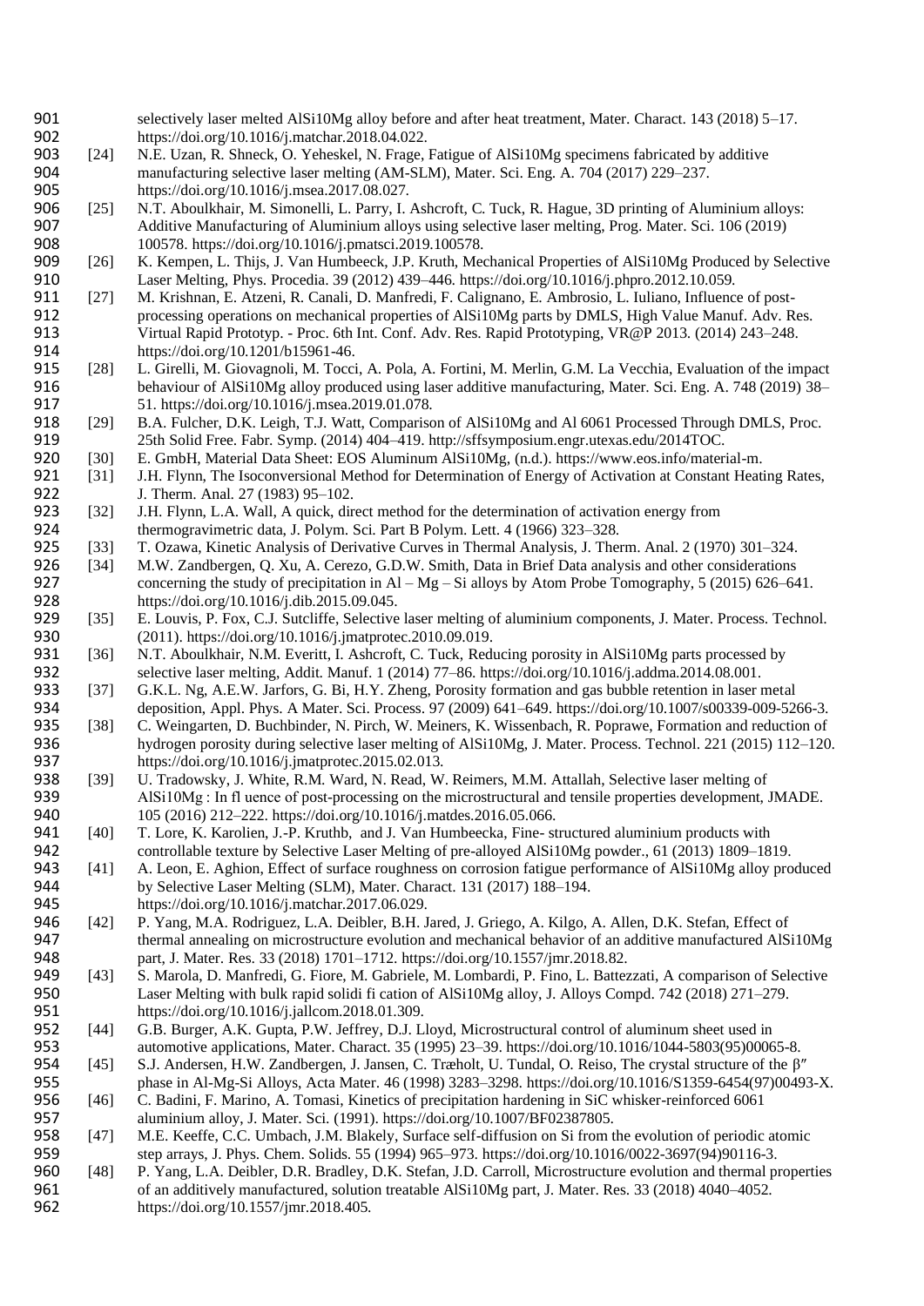selectively laser melted AlSi10Mg alloy before and after heat treatment, Mater. Charact. 143 (2018) 5–17. https://doi.org/10.1016/j.matchar.2018.04.022.

[24] N.E. Uzan, R. Shneck, O. Yeheskel, N. Frage, Fatigue of AlSi10Mg specimens fabricated by additive manufacturing selective laser melting (AM-SLM), Mater. Sci. Eng. A. 704 (2017) 229–237. https://doi.org/10.1016/j.msea.2017.08.027.

[25] N.T. Aboulkhair, M. Simonelli, L. Parry, I. Ashcroft, C. Tuck, R. Hague, 3D printing of Aluminium alloys: Additive Manufacturing of Aluminium alloys using selective laser melting, Prog. Mater. Sci. 106 (2019) 100578. https://doi.org/10.1016/j.pmatsci.2019.100578.

[26] K. Kempen, L. Thijs, J. Van Humbeeck, J.P. Kruth, Mechanical Properties of AlSi10Mg Produced by Selective Laser Melting, Phys. Procedia. 39 (2012) 439–446. https://doi.org/10.1016/j.phpro.2012.10.059.

[27] M. Krishnan, E. Atzeni, R. Canali, D. Manfredi, F. Calignano, E. Ambrosio, L. Iuliano, Influence of post-processing operations on mechanical properties of AlSi10Mg parts by DMLS, High Value Manuf. Adv. Res. Virtual Rapid Prototyp. - Proc. 6th Int. Conf. Adv. Res. Rapid Prototyping, VR@P 2013. (2014) 243–248. https://doi.org/10.1201/b15961-46.

[28] L. Girelli, M. Giovagnoli, M. Tocci, A. Pola, A. Fortini, M. Merlin, G.M. La Vecchia, Evaluation of the impact behaviour of AlSi10Mg alloy produced using laser additive manufacturing, Mater. Sci. Eng. A. 748 (2019) 38–51. https://doi.org/10.1016/j.msea.2019.01.078.

[29] B.A. Fulcher, D.K. Leigh, T.J. Watt, Comparison of AlSi10Mg and Al 6061 Processed Through DMLS, Proc. 25th Solid Free. Fabr. Symp. (2014) 404–419. http://sffsymposium.engr.utexas.edu/2014TOC.

[30] E. GmbH, Material Data Sheet: EOS Aluminum AlSi10Mg, (n.d.). https://www.eos.info/material-m.

[31] J.H. Flynn, The Isoconversional Method for Determination of Energy of Activation at Constant Heating Rates, J. Therm. Anal. 27 (1983) 95–102.

[32] J.H. Flynn, L.A. Wall, A quick, direct method for the determination of activation energy from thermogravimetric data, J. Polym. Sci. Part B Polym. Lett. 4 (1966) 323–328.

[33] T. Ozawa, Kinetic Analysis of Derivative Curves in Thermal Analysis, J. Therm. Anal. 2 (1970) 301–324.

[34] M.W. Zandbergen, Q. Xu, A. Cerezo, G.D.W. Smith, Data in Brief Data analysis and other considerations concerning the study of precipitation in Al – Mg – Si alloys by Atom Probe Tomography, 5 (2015) 626–641. https://doi.org/10.1016/j.dib.2015.09.045.

[35] E. Louvis, P. Fox, C.J. Sutcliffe, Selective laser melting of aluminium components, J. Mater. Process. Technol. (2011). https://doi.org/10.1016/j.jmatprotec.2010.09.019.

[36] N.T. Aboulkhair, N.M. Everitt, I. Ashcroft, C. Tuck, Reducing porosity in AlSi10Mg parts processed by selective laser melting, Addit. Manuf. 1 (2014) 77–86. https://doi.org/10.1016/j.addma.2014.08.001.

[37] G.K.L. Ng, A.E.W. Jarfors, G. Bi, H.Y. Zheng, Porosity formation and gas bubble retention in laser metal deposition, Appl. Phys. A Mater. Sci. Process. 97 (2009) 641–649. https://doi.org/10.1007/s00339-009-5266-3.

[38] C. Weingarten, D. Buchbinder, N. Pirch, W. Meiners, K. Wissenbach, R. Poprawe, Formation and reduction of hydrogen porosity during selective laser melting of AlSi10Mg, J. Mater. Process. Technol. 221 (2015) 112–120. https://doi.org/10.1016/j.jmatprotec.2015.02.013.

[39] U. Tradowsky, J. White, R.M. Ward, N. Read, W. Reimers, M.M. Attallah, Selective laser melting of AlSi10Mg : In fl uence of post-processing on the microstructural and tensile properties development, JMADE. 105 (2016) 212–222. https://doi.org/10.1016/j.matdes.2016.05.066.

[40] T. Lore, K. Karolien, J.-P. Kruthb, and J. Van Humbeecka, Fine- structured aluminium products with controllable texture by Selective Laser Melting of pre-alloyed AlSi10Mg powder., 61 (2013) 1809–1819.

[41] A. Leon, E. Aghion, Effect of surface roughness on corrosion fatigue performance of AlSi10Mg alloy produced by Selective Laser Melting (SLM), Mater. Charact. 131 (2017) 188–194. https://doi.org/10.1016/j.matchar.2017.06.029.

[42] P. Yang, M.A. Rodriguez, L.A. Deibler, B.H. Jared, J. Griego, A. Kilgo, A. Allen, D.K. Stefan, Effect of thermal annealing on microstructure evolution and mechanical behavior of an additive manufactured AlSi10Mg part, J. Mater. Res. 33 (2018) 1701–1712. https://doi.org/10.1557/jmr.2018.82.

[43] S. Marola, D. Manfredi, G. Fiore, M. Gabriele, M. Lombardi, P. Fino, L. Battezzati, A comparison of Selective Laser Melting with bulk rapid solidi fi cation of AlSi10Mg alloy, J. Alloys Compd. 742 (2018) 271–279. https://doi.org/10.1016/j.jallcom.2018.01.309.

[44] G.B. Burger, A.K. Gupta, P.W. Jeffrey, D.J. Lloyd, Microstructural control of aluminum sheet used in automotive applications, Mater. Charact. 35 (1995) 23–39. https://doi.org/10.1016/1044-5803(95)00065-8.

[45] S.J. Andersen, H.W. Zandbergen, J. Jansen, C. Træholt, U. Tundal, O. Reiso, The crystal structure of the β″ phase in Al-Mg-Si Alloys, Acta Mater. 46 (1998) 3283–3298. https://doi.org/10.1016/S1359-6454(97)00493-X.

[46] C. Badini, F. Marino, A. Tomasi, Kinetics of precipitation hardening in SiC whisker-reinforced 6061 aluminium alloy, J. Mater. Sci. (1991). https://doi.org/10.1007/BF02387805.

[47] M.E. Keeffe, C.C. Umbach, J.M. Blakely, Surface self-diffusion on Si from the evolution of periodic atomic step arrays, J. Phys. Chem. Solids. 55 (1994) 965–973. https://doi.org/10.1016/0022-3697(94)90116-3.

[48] P. Yang, L.A. Deibler, D.R. Bradley, D.K. Stefan, J.D. Carroll, Microstructure evolution and thermal properties of an additively manufactured, solution treatable AlSi10Mg part, J. Mater. Res. 33 (2018) 4040–4052. https://doi.org/10.1557/jmr.2018.405.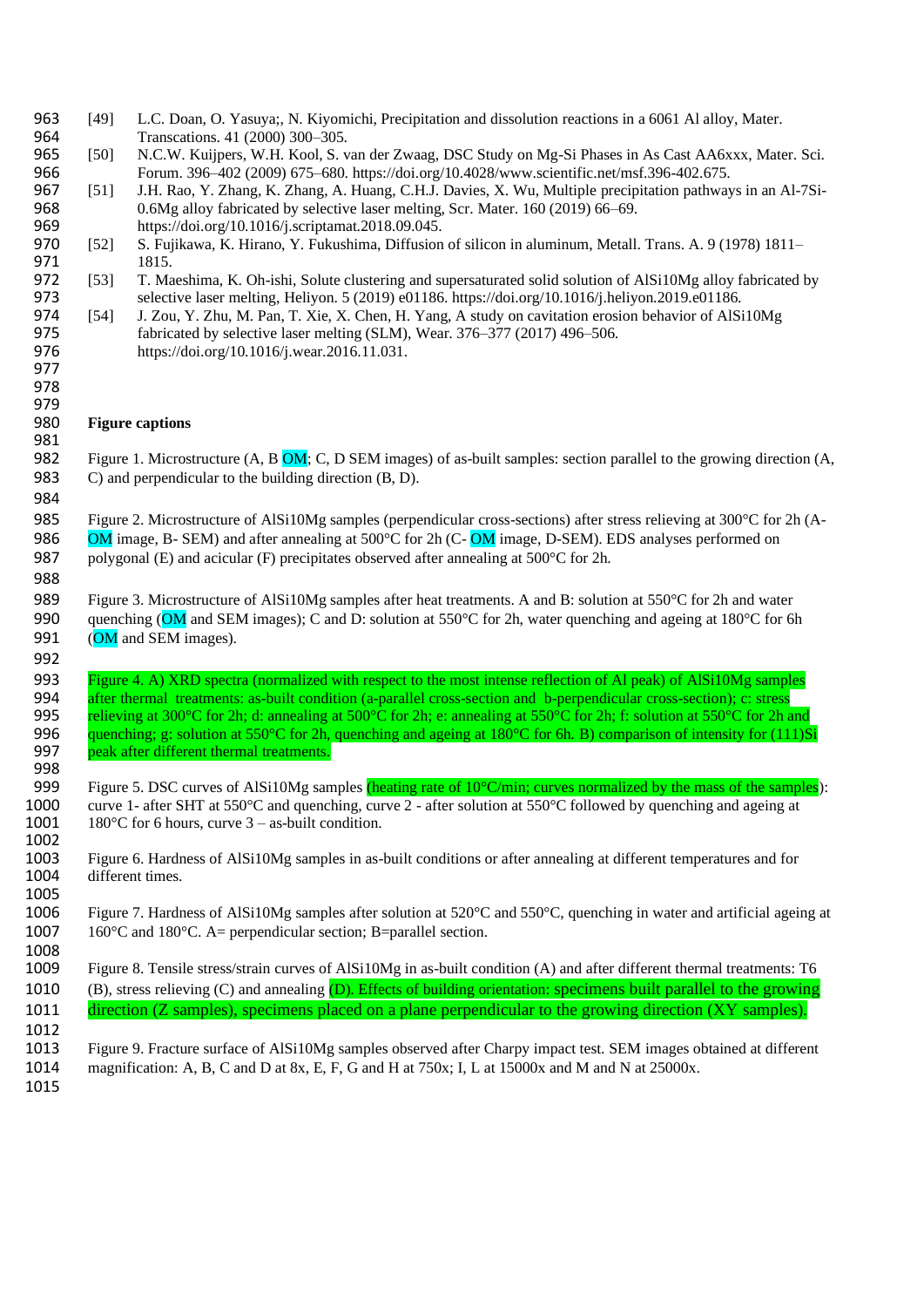[49] L.C. Doan, O. Yasuya;, N. Kiyomichi, Precipitation and dissolution reactions in a 6061 Al alloy, Mater. Transcations. 41 (2000) 300–305.

[50] N.C.W. Kuijpers, W.H. Kool, S. van der Zwaag, DSC Study on Mg-Si Phases in As Cast AA6xxx, Mater. Sci. Forum. 396–402 (2009) 675–680. https://doi.org/10.4028/www.scientific.net/msf.396-402.675.

[51] J.H. Rao, Y. Zhang, K. Zhang, A. Huang, C.H.J. Davies, X. Wu, Multiple precipitation pathways in an Al-7Si-0.6Mg alloy fabricated by selective laser melting, Scr. Mater. 160 (2019) 66–69. https://doi.org/10.1016/j.scriptamat.2018.09.045.

[52] S. Fujikawa, K. Hirano, Y. Fukushima, Diffusion of silicon in aluminum, Metall. Trans. A. 9 (1978) 1811–1815.

[53] T. Maeshima, K. Oh-ishi, Solute clustering and supersaturated solid solution of AlSi10Mg alloy fabricated by selective laser melting, Heliyon. 5 (2019) e01186. https://doi.org/10.1016/j.heliyon.2019.e01186.

[54] J. Zou, Y. Zhu, M. Pan, T. Xie, X. Chen, H. Yang, A study on cavitation erosion behavior of AlSi10Mg fabricated by selective laser melting (SLM), Wear. 376–377 (2017) 496–506. https://doi.org/10.1016/j.wear.2016.11.031.

**Figure captions**

Figure 1. Microstructure (A, B OM; C, D SEM images) of as-built samples: section parallel to the growing direction (A, C) and perpendicular to the building direction (B, D).

Figure 2. Microstructure of AlSi10Mg samples (perpendicular cross-sections) after stress relieving at 300°C for 2h (A-OM image, B- SEM) and after annealing at 500°C for 2h (C- OM image, D-SEM). EDS analyses performed on polygonal (E) and acicular (F) precipitates observed after annealing at 500°C for 2h.

Figure 3. Microstructure of AlSi10Mg samples after heat treatments. A and B: solution at 550°C for 2h and water quenching (OM and SEM images); C and D: solution at 550°C for 2h, water quenching and ageing at 180°C for 6h (OM and SEM images).

Figure 4. A) XRD spectra (normalized with respect to the most intense reflection of Al peak) of AlSi10Mg samples after thermal treatments: as-built condition (a-parallel cross-section and b-perpendicular cross-section); c: stress relieving at 300°C for 2h; d: annealing at 500°C for 2h; e: annealing at 550°C for 2h; f: solution at 550°C for 2h and quenching; g: solution at 550°C for 2h, quenching and ageing at 180°C for 6h. B) comparison of intensity for (111)Si peak after different thermal treatments.

Figure 5. DSC curves of AlSi10Mg samples (heating rate of 10°C/min; curves normalized by the mass of the samples): curve 1- after SHT at 550°C and quenching, curve 2 - after solution at 550°C followed by quenching and ageing at 180°C for 6 hours, curve 3 – as-built condition.

Figure 6. Hardness of AlSi10Mg samples in as-built conditions or after annealing at different temperatures and for different times.

Figure 7. Hardness of AlSi10Mg samples after solution at 520°C and 550°C, quenching in water and artificial ageing at 160°C and 180°C. A= perpendicular section; B=parallel section.

Figure 8. Tensile stress/strain curves of AlSi10Mg in as-built condition (A) and after different thermal treatments: T6 (B), stress relieving (C) and annealing (D). Effects of building orientation: specimens built parallel to the growing direction (Z samples), specimens placed on a plane perpendicular to the growing direction (XY samples).

Figure 9. Fracture surface of AlSi10Mg samples observed after Charpy impact test. SEM images obtained at different magnification: A, B, C and D at 8x, E, F, G and H at 750x; I, L at 15000x and M and N at 25000x.